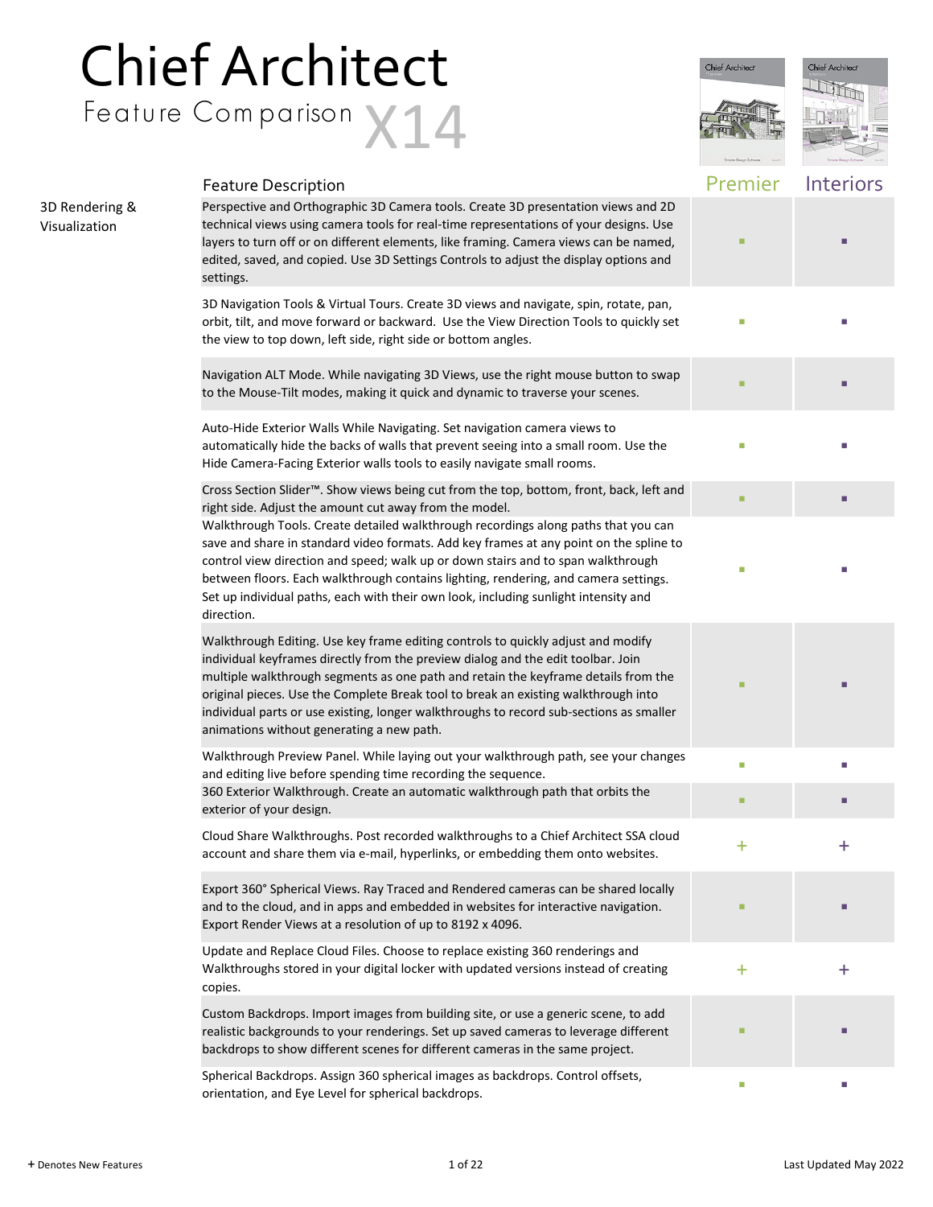# Chief Architect

## Feature Comparison X14

| | Feature Description | Premier | Interiors |
|---|---|---|---|
| 3D Rendering & Visualization | Perspective and Orthographic 3D Camera tools. Create 3D presentation views and 2D technical views using camera tools for real-time representations of your designs. Use layers to turn off or on different elements, like framing. Camera views can be named, edited, saved, and copied. Use 3D Settings Controls to adjust the display options and settings. | ▪ | ▪ |
| | 3D Navigation Tools & Virtual Tours. Create 3D views and navigate, spin, rotate, pan, orbit, tilt, and move forward or backward. Use the View Direction Tools to quickly set the view to top down, left side, right side or bottom angles. | ▪ | ▪ |
| | Navigation ALT Mode. While navigating 3D Views, use the right mouse button to swap to the Mouse-Tilt modes, making it quick and dynamic to traverse your scenes. | ▪ | ▪ |
| | Auto-Hide Exterior Walls While Navigating. Set navigation camera views to automatically hide the backs of walls that prevent seeing into a small room. Use the Hide Camera-Facing Exterior walls tools to easily navigate small rooms. | ▪ | ▪ |
| | Cross Section Slider™. Show views being cut from the top, bottom, front, back, left and right side. Adjust the amount cut away from the model. | ▪ | ▪ |
| | Walkthrough Tools. Create detailed walkthrough recordings along paths that you can save and share in standard video formats. Add key frames at any point on the spline to control view direction and speed; walk up or down stairs and to span walkthrough between floors. Each walkthrough contains lighting, rendering, and camera settings. Set up individual paths, each with their own look, including sunlight intensity and direction. | ▪ | ▪ |
| | Walkthrough Editing. Use key frame editing controls to quickly adjust and modify individual keyframes directly from the preview dialog and the edit toolbar. Join multiple walkthrough segments as one path and retain the keyframe details from the original pieces. Use the Complete Break tool to break an existing walkthrough into individual parts or use existing, longer walkthroughs to record sub-sections as smaller animations without generating a new path. | ▪ | ▪ |
| | Walkthrough Preview Panel. While laying out your walkthrough path, see your changes and editing live before spending time recording the sequence. | ▪ | ▪ |
| | 360 Exterior Walkthrough. Create an automatic walkthrough path that orbits the exterior of your design. | ▪ | ▪ |
| | Cloud Share Walkthroughs. Post recorded walkthroughs to a Chief Architect SSA cloud account and share them via e-mail, hyperlinks, or embedding them onto websites. | + | + |
| | Export 360° Spherical Views. Ray Traced and Rendered cameras can be shared locally and to the cloud, and in apps and embedded in websites for interactive navigation. Export Render Views at a resolution of up to 8192 x 4096. | ▪ | ▪ |
| | Update and Replace Cloud Files. Choose to replace existing 360 renderings and Walkthroughs stored in your digital locker with updated versions instead of creating copies. | + | + |
| | Custom Backdrops. Import images from building site, or use a generic scene, to add realistic backgrounds to your renderings. Set up saved cameras to leverage different backdrops to show different scenes for different cameras in the same project. | ▪ | ▪ |
| | Spherical Backdrops. Assign 360 spherical images as backdrops. Control offsets, orientation, and Eye Level for spherical backdrops. | ▪ | ▪ |

**+** Denotes New Features

Last Updated May 2022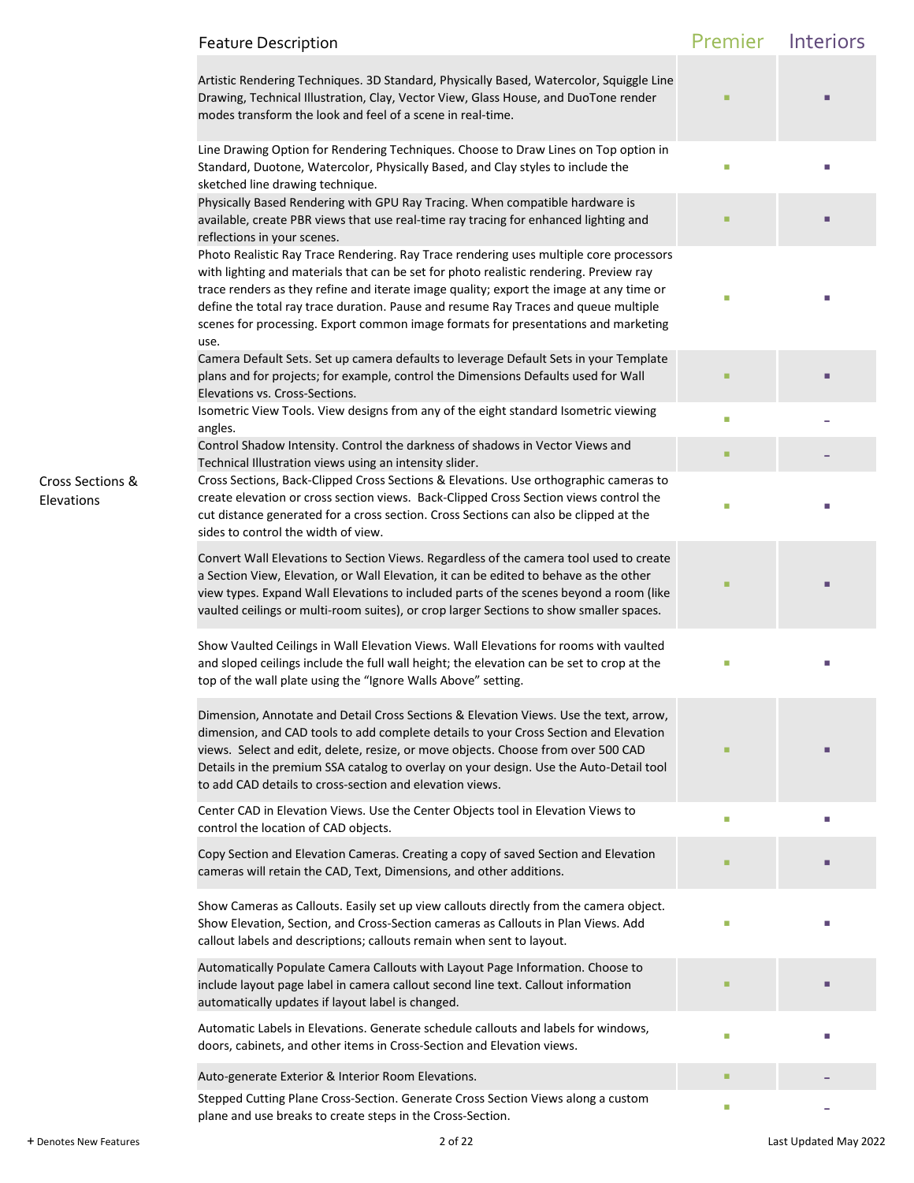| | Feature Description | Premier | Interiors |
|---|---|---|---|
| | Artistic Rendering Techniques. 3D Standard, Physically Based, Watercolor, Squiggle Line Drawing, Technical Illustration, Clay, Vector View, Glass House, and DuoTone render modes transform the look and feel of a scene in real-time. | ■ | ■ |
| | Line Drawing Option for Rendering Techniques. Choose to Draw Lines on Top option in Standard, Duotone, Watercolor, Physically Based, and Clay styles to include the sketched line drawing technique. | ■ | ■ |
| | Physically Based Rendering with GPU Ray Tracing. When compatible hardware is available, create PBR views that use real-time ray tracing for enhanced lighting and reflections in your scenes. | ■ | ■ |
| | Photo Realistic Ray Trace Rendering. Ray Trace rendering uses multiple core processors with lighting and materials that can be set for photo realistic rendering. Preview ray trace renders as they refine and iterate image quality; export the image at any time or define the total ray trace duration. Pause and resume Ray Traces and queue multiple scenes for processing. Export common image formats for presentations and marketing use. | ■ | ■ |
| | Camera Default Sets. Set up camera defaults to leverage Default Sets in your Template plans and for projects; for example, control the Dimensions Defaults used for Wall Elevations vs. Cross-Sections. | ■ | ■ |
| | Isometric View Tools. View designs from any of the eight standard Isometric viewing angles. | ■ | – |
| | Control Shadow Intensity. Control the darkness of shadows in Vector Views and Technical Illustration views using an intensity slider. | ■ | – |
| Cross Sections & Elevations | Cross Sections, Back-Clipped Cross Sections & Elevations. Use orthographic cameras to create elevation or cross section views. Back-Clipped Cross Section views control the cut distance generated for a cross section. Cross Sections can also be clipped at the sides to control the width of view. | ■ | ■ |
| | Convert Wall Elevations to Section Views. Regardless of the camera tool used to create a Section View, Elevation, or Wall Elevation, it can be edited to behave as the other view types. Expand Wall Elevations to included parts of the scenes beyond a room (like vaulted ceilings or multi-room suites), or crop larger Sections to show smaller spaces. | ■ | ■ |
| | Show Vaulted Ceilings in Wall Elevation Views. Wall Elevations for rooms with vaulted and sloped ceilings include the full wall height; the elevation can be set to crop at the top of the wall plate using the "Ignore Walls Above" setting. | ■ | ■ |
| | Dimension, Annotate and Detail Cross Sections & Elevation Views. Use the text, arrow, dimension, and CAD tools to add complete details to your Cross Section and Elevation views. Select and edit, delete, resize, or move objects. Choose from over 500 CAD Details in the premium SSA catalog to overlay on your design. Use the Auto-Detail tool to add CAD details to cross-section and elevation views. | ■ | ■ |
| | Center CAD in Elevation Views. Use the Center Objects tool in Elevation Views to control the location of CAD objects. | ■ | ■ |
| | Copy Section and Elevation Cameras. Creating a copy of saved Section and Elevation cameras will retain the CAD, Text, Dimensions, and other additions. | ■ | ■ |
| | Show Cameras as Callouts. Easily set up view callouts directly from the camera object. Show Elevation, Section, and Cross-Section cameras as Callouts in Plan Views. Add callout labels and descriptions; callouts remain when sent to layout. | ■ | ■ |
| | Automatically Populate Camera Callouts with Layout Page Information. Choose to include layout page label in camera callout second line text. Callout information automatically updates if layout label is changed. | ■ | ■ |
| | Automatic Labels in Elevations. Generate schedule callouts and labels for windows, doors, cabinets, and other items in Cross-Section and Elevation views. | ■ | ■ |
| | Auto-generate Exterior & Interior Room Elevations. | ■ | – |
| | Stepped Cutting Plane Cross-Section. Generate Cross Section Views along a custom plane and use breaks to create steps in the Cross-Section. | ■ | – |

+ Denotes New Features

Last Updated May 2022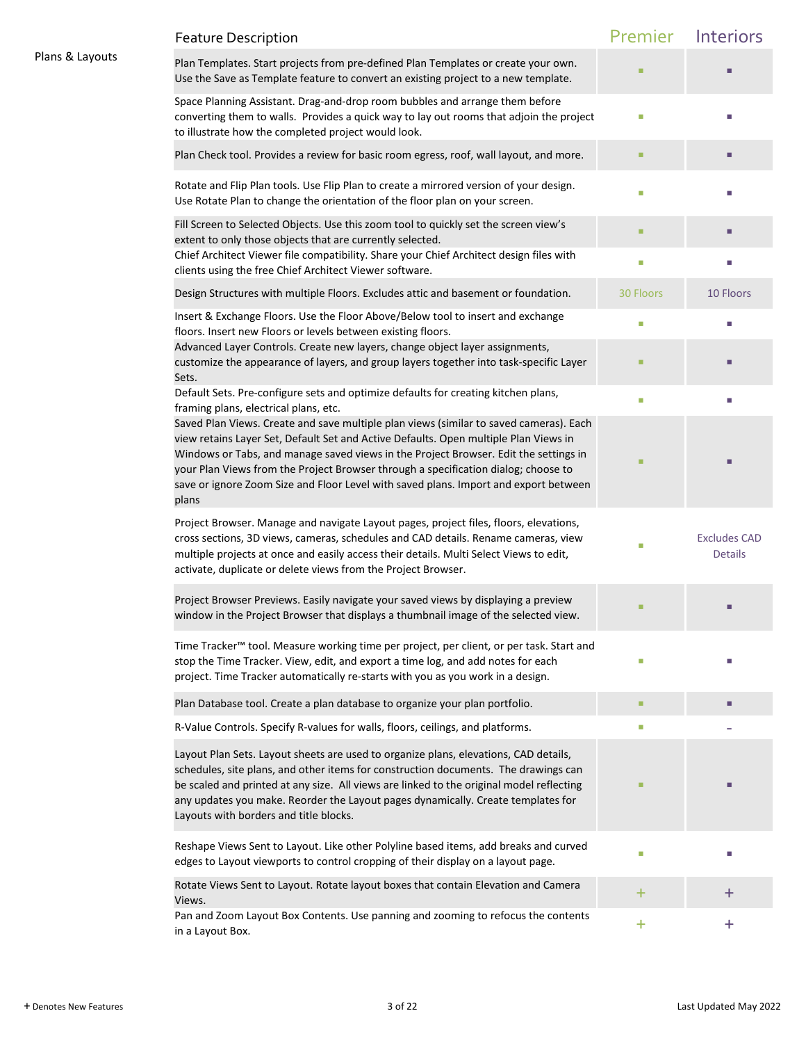| | Feature Description | Premier | Interiors |
|---|---|---|---|
| Plans & Layouts | Plan Templates. Start projects from pre-defined Plan Templates or create your own. Use the Save as Template feature to convert an existing project to a new template. | ▪ | ▪ |
| | Space Planning Assistant. Drag-and-drop room bubbles and arrange them before converting them to walls. Provides a quick way to lay out rooms that adjoin the project to illustrate how the completed project would look. | ▪ | ▪ |
| | Plan Check tool. Provides a review for basic room egress, roof, wall layout, and more. | ▪ | ▪ |
| | Rotate and Flip Plan tools. Use Flip Plan to create a mirrored version of your design. Use Rotate Plan to change the orientation of the floor plan on your screen. | ▪ | ▪ |
| | Fill Screen to Selected Objects. Use this zoom tool to quickly set the screen view's extent to only those objects that are currently selected. | ▪ | ▪ |
| | Chief Architect Viewer file compatibility. Share your Chief Architect design files with clients using the free Chief Architect Viewer software. | ▪ | ▪ |
| | Design Structures with multiple Floors. Excludes attic and basement or foundation. | 30 Floors | 10 Floors |
| | Insert & Exchange Floors. Use the Floor Above/Below tool to insert and exchange floors. Insert new Floors or levels between existing floors. | ▪ | ▪ |
| | Advanced Layer Controls. Create new layers, change object layer assignments, customize the appearance of layers, and group layers together into task-specific Layer Sets. | ▪ | ▪ |
| | Default Sets. Pre-configure sets and optimize defaults for creating kitchen plans, framing plans, electrical plans, etc. | ▪ | ▪ |
| | Saved Plan Views. Create and save multiple plan views (similar to saved cameras). Each view retains Layer Set, Default Set and Active Defaults. Open multiple Plan Views in Windows or Tabs, and manage saved views in the Project Browser. Edit the settings in your Plan Views from the Project Browser through a specification dialog; choose to save or ignore Zoom Size and Floor Level with saved plans. Import and export between plans | ▪ | ▪ |
| | Project Browser. Manage and navigate Layout pages, project files, floors, elevations, cross sections, 3D views, cameras, schedules and CAD details. Rename cameras, view multiple projects at once and easily access their details. Multi Select Views to edit, activate, duplicate or delete views from the Project Browser. | ▪ | Excludes CAD Details |
| | Project Browser Previews. Easily navigate your saved views by displaying a preview window in the Project Browser that displays a thumbnail image of the selected view. | ▪ | ▪ |
| | Time Tracker™ tool. Measure working time per project, per client, or per task. Start and stop the Time Tracker. View, edit, and export a time log, and add notes for each project. Time Tracker automatically re-starts with you as you work in a design. | ▪ | ▪ |
| | Plan Database tool. Create a plan database to organize your plan portfolio. | ▪ | ▪ |
| | R-Value Controls. Specify R-values for walls, floors, ceilings, and platforms. | ▪ | - |
| | Layout Plan Sets. Layout sheets are used to organize plans, elevations, CAD details, schedules, site plans, and other items for construction documents. The drawings can be scaled and printed at any size. All views are linked to the original model reflecting any updates you make. Reorder the Layout pages dynamically. Create templates for Layouts with borders and title blocks. | ▪ | ▪ |
| | Reshape Views Sent to Layout. Like other Polyline based items, add breaks and curved edges to Layout viewports to control cropping of their display on a layout page. | ▪ | ▪ |
| | Rotate Views Sent to Layout. Rotate layout boxes that contain Elevation and Camera Views. | + | + |
| | Pan and Zoom Layout Box Contents. Use panning and zooming to refocus the contents in a Layout Box. | + | + |

**+** Denotes New Features

Last Updated May 2022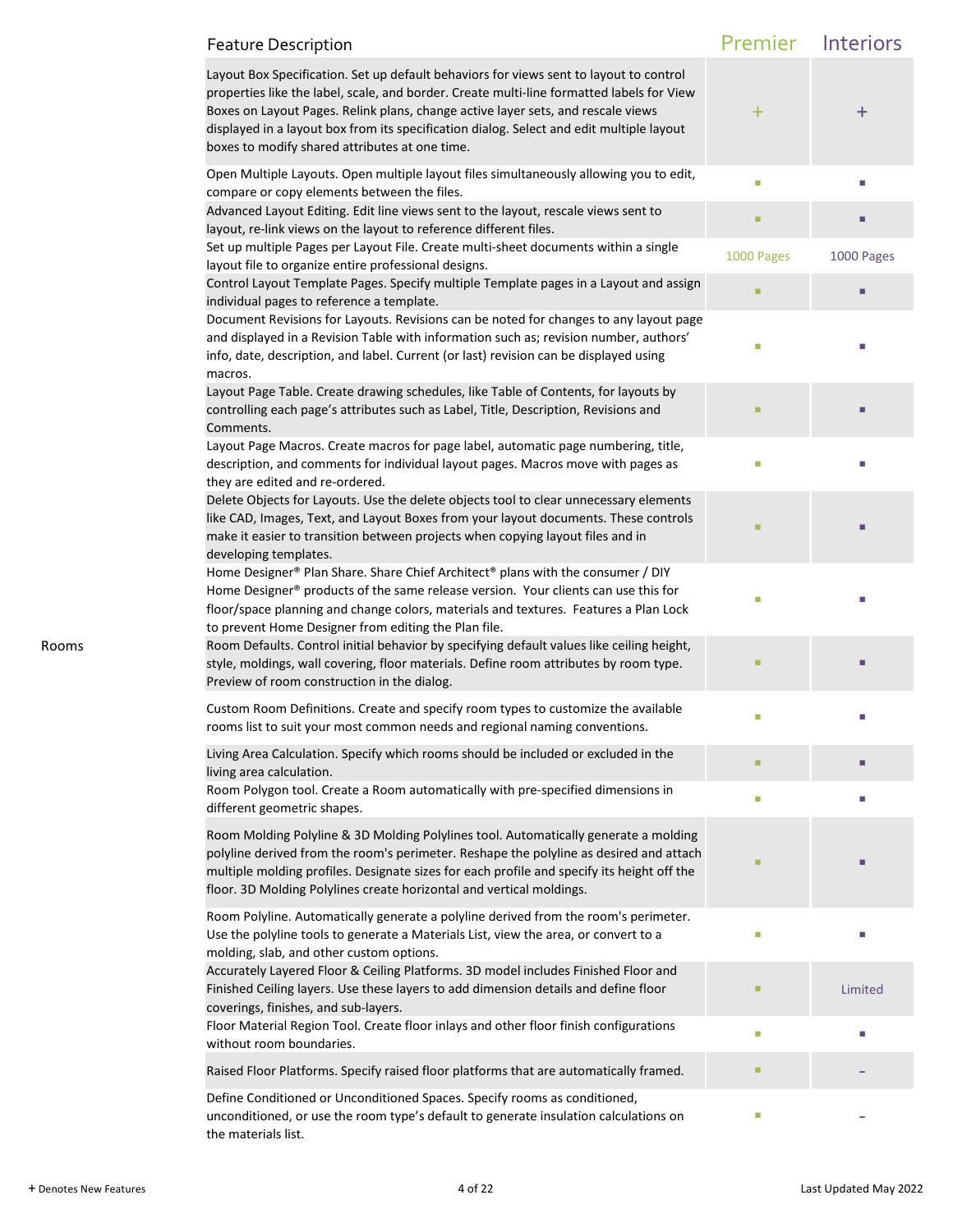| | Feature Description | Premier | Interiors |
|---|---|---|---|
| | Layout Box Specification. Set up default behaviors for views sent to layout to control properties like the label, scale, and border. Create multi-line formatted labels for View Boxes on Layout Pages. Relink plans, change active layer sets, and rescale views displayed in a layout box from its specification dialog. Select and edit multiple layout boxes to modify shared attributes at one time. | + | + |
| | Open Multiple Layouts. Open multiple layout files simultaneously allowing you to edit, compare or copy elements between the files. | ▪ | ▪ |
| | Advanced Layout Editing. Edit line views sent to the layout, rescale views sent to layout, re-link views on the layout to reference different files. | ▪ | ▪ |
| | Set up multiple Pages per Layout File. Create multi-sheet documents within a single layout file to organize entire professional designs. | 1000 Pages | 1000 Pages |
| | Control Layout Template Pages. Specify multiple Template pages in a Layout and assign individual pages to reference a template. | ▪ | ▪ |
| | Document Revisions for Layouts. Revisions can be noted for changes to any layout page and displayed in a Revision Table with information such as; revision number, authors' info, date, description, and label. Current (or last) revision can be displayed using macros. | ▪ | ▪ |
| | Layout Page Table. Create drawing schedules, like Table of Contents, for layouts by controlling each page's attributes such as Label, Title, Description, Revisions and Comments. | ▪ | ▪ |
| | Layout Page Macros. Create macros for page label, automatic page numbering, title, description, and comments for individual layout pages. Macros move with pages as they are edited and re-ordered. | ▪ | ▪ |
| | Delete Objects for Layouts. Use the delete objects tool to clear unnecessary elements like CAD, Images, Text, and Layout Boxes from your layout documents. These controls make it easier to transition between projects when copying layout files and in developing templates. | ▪ | ▪ |
| | Home Designer® Plan Share. Share Chief Architect® plans with the consumer / DIY Home Designer® products of the same release version. Your clients can use this for floor/space planning and change colors, materials and textures. Features a Plan Lock to prevent Home Designer from editing the Plan file. | ▪ | ▪ |
| Rooms | Room Defaults. Control initial behavior by specifying default values like ceiling height, style, moldings, wall covering, floor materials. Define room attributes by room type. Preview of room construction in the dialog. | ▪ | ▪ |
| | Custom Room Definitions. Create and specify room types to customize the available rooms list to suit your most common needs and regional naming conventions. | ▪ | ▪ |
| | Living Area Calculation. Specify which rooms should be included or excluded in the living area calculation. | ▪ | ▪ |
| | Room Polygon tool. Create a Room automatically with pre-specified dimensions in different geometric shapes. | ▪ | ▪ |
| | Room Molding Polyline & 3D Molding Polylines tool. Automatically generate a molding polyline derived from the room's perimeter. Reshape the polyline as desired and attach multiple molding profiles. Designate sizes for each profile and specify its height off the floor. 3D Molding Polylines create horizontal and vertical moldings. | ▪ | ▪ |
| | Room Polyline. Automatically generate a polyline derived from the room's perimeter. Use the polyline tools to generate a Materials List, view the area, or convert to a molding, slab, and other custom options. | ▪ | ▪ |
| | Accurately Layered Floor & Ceiling Platforms. 3D model includes Finished Floor and Finished Ceiling layers. Use these layers to add dimension details and define floor coverings, finishes, and sub-layers. | ▪ | Limited |
| | Floor Material Region Tool. Create floor inlays and other floor finish configurations without room boundaries. | ▪ | ▪ |
| | Raised Floor Platforms. Specify raised floor platforms that are automatically framed. | ▪ | – |
| | Define Conditioned or Unconditioned Spaces. Specify rooms as conditioned, unconditioned, or use the room type's default to generate insulation calculations on the materials list. | ▪ | – |

+ Denotes New Features

Last Updated May 2022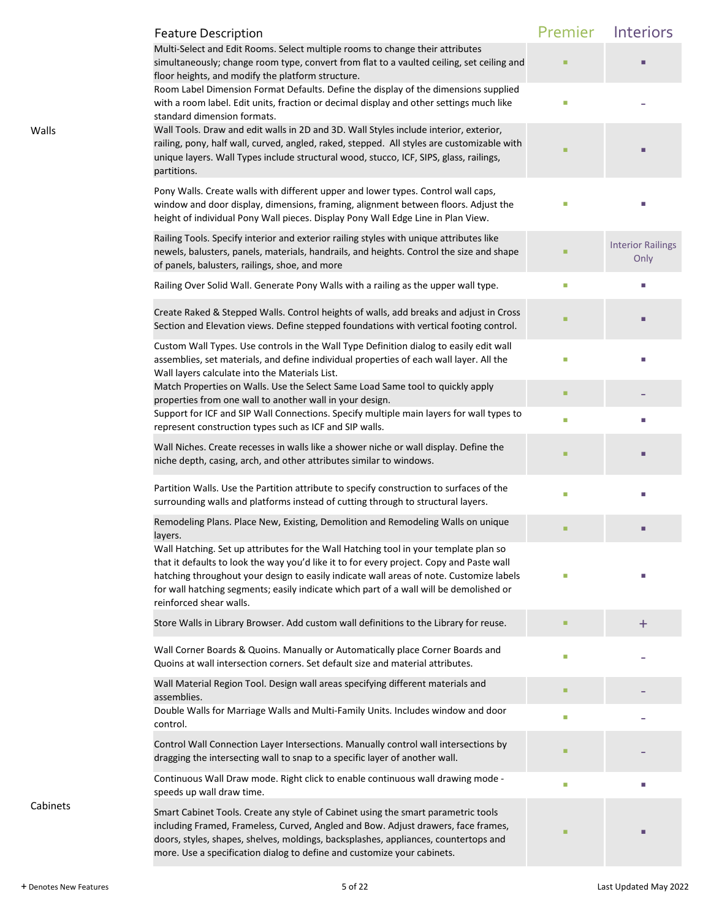| | Feature Description | Premier | Interiors |
|---|---|---|---|
| | Multi-Select and Edit Rooms. Select multiple rooms to change their attributes simultaneously; change room type, convert from flat to a vaulted ceiling, set ceiling and floor heights, and modify the platform structure. | ■ | ■ |
| | Room Label Dimension Format Defaults. Define the display of the dimensions supplied with a room label. Edit units, fraction or decimal display and other settings much like standard dimension formats. | ■ | - |
| Walls | Wall Tools. Draw and edit walls in 2D and 3D. Wall Styles include interior, exterior, railing, pony, half wall, curved, angled, raked, stepped. All styles are customizable with unique layers. Wall Types include structural wood, stucco, ICF, SIPS, glass, railings, partitions. | ■ | ■ |
| | Pony Walls. Create walls with different upper and lower types. Control wall caps, window and door display, dimensions, framing, alignment between floors. Adjust the height of individual Pony Wall pieces. Display Pony Wall Edge Line in Plan View. | ■ | ■ |
| | Railing Tools. Specify interior and exterior railing styles with unique attributes like newels, balusters, panels, materials, handrails, and heights. Control the size and shape of panels, balusters, railings, shoe, and more | ■ | Interior Railings Only |
| | Railing Over Solid Wall. Generate Pony Walls with a railing as the upper wall type. | ■ | ■ |
| | Create Raked & Stepped Walls. Control heights of walls, add breaks and adjust in Cross Section and Elevation views. Define stepped foundations with vertical footing control. | ■ | ■ |
| | Custom Wall Types. Use controls in the Wall Type Definition dialog to easily edit wall assemblies, set materials, and define individual properties of each wall layer. All the Wall layers calculate into the Materials List. | ■ | ■ |
| | Match Properties on Walls. Use the Select Same Load Same tool to quickly apply properties from one wall to another wall in your design. | ■ | - |
| | Support for ICF and SIP Wall Connections. Specify multiple main layers for wall types to represent construction types such as ICF and SIP walls. | ■ | ■ |
| | Wall Niches. Create recesses in walls like a shower niche or wall display. Define the niche depth, casing, arch, and other attributes similar to windows. | ■ | ■ |
| | Partition Walls. Use the Partition attribute to specify construction to surfaces of the surrounding walls and platforms instead of cutting through to structural layers. | ■ | ■ |
| | Remodeling Plans. Place New, Existing, Demolition and Remodeling Walls on unique layers. | ■ | ■ |
| | Wall Hatching. Set up attributes for the Wall Hatching tool in your template plan so that it defaults to look the way you'd like it to for every project. Copy and Paste wall hatching throughout your design to easily indicate wall areas of note. Customize labels for wall hatching segments; easily indicate which part of a wall will be demolished or reinforced shear walls. | ■ | ■ |
| | Store Walls in Library Browser. Add custom wall definitions to the Library for reuse. | ■ | + |
| | Wall Corner Boards & Quoins. Manually or Automatically place Corner Boards and Quoins at wall intersection corners. Set default size and material attributes. | ■ | - |
| | Wall Material Region Tool. Design wall areas specifying different materials and assemblies. | ■ | - |
| | Double Walls for Marriage Walls and Multi-Family Units. Includes window and door control. | ■ | - |
| | Control Wall Connection Layer Intersections. Manually control wall intersections by dragging the intersecting wall to snap to a specific layer of another wall. | ■ | - |
| | Continuous Wall Draw mode. Right click to enable continuous wall drawing mode - speeds up wall draw time. | ■ | ■ |
| Cabinets | Smart Cabinet Tools. Create any style of Cabinet using the smart parametric tools including Framed, Frameless, Curved, Angled and Bow. Adjust drawers, face frames, doors, styles, shapes, shelves, moldings, backsplashes, appliances, countertops and more. Use a specification dialog to define and customize your cabinets. | ■ | ■ |

+ Denotes New Features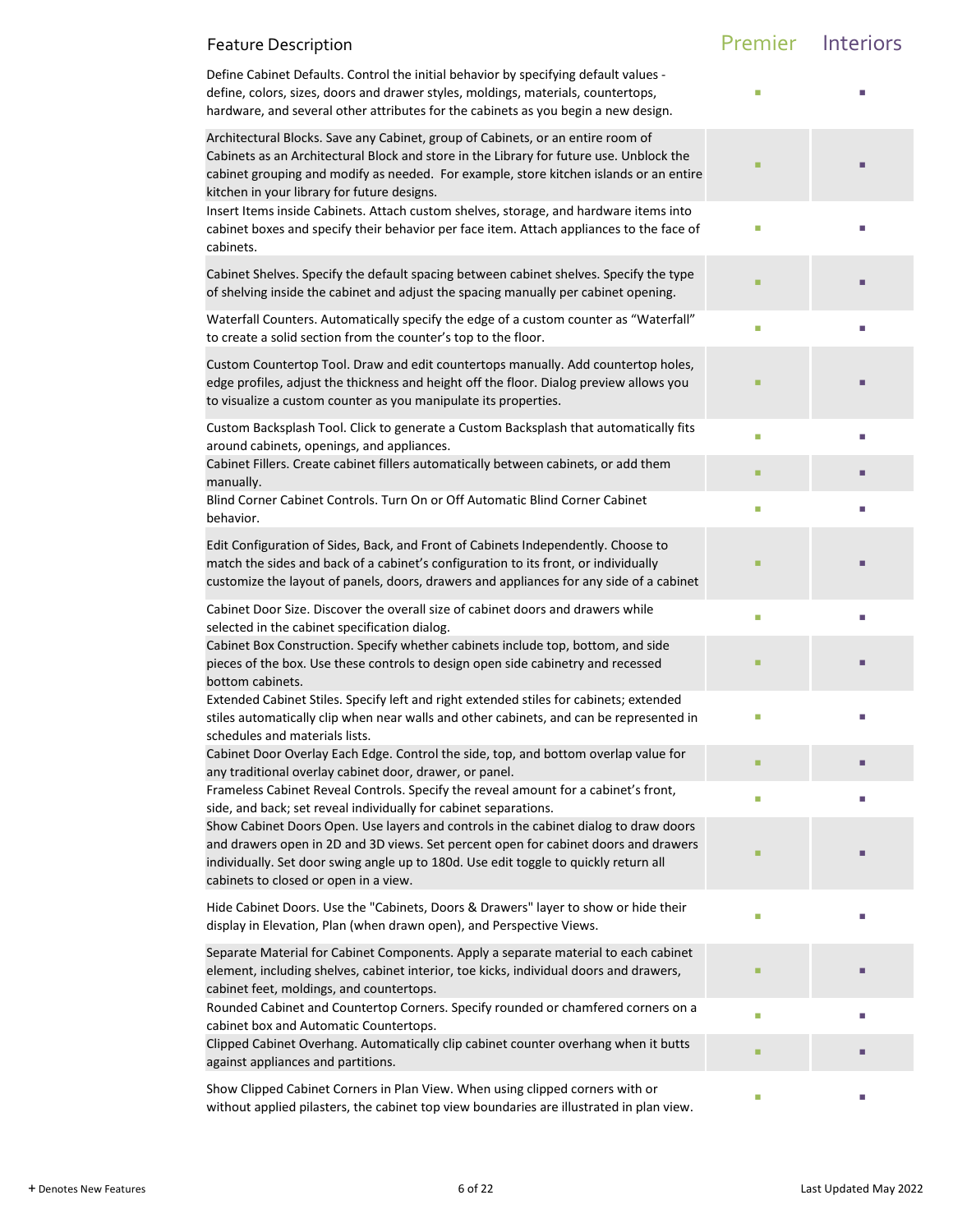| Feature Description | Premier | Interiors |
|---|---|---|
| Define Cabinet Defaults. Control the initial behavior by specifying default values - define, colors, sizes, doors and drawer styles, moldings, materials, countertops, hardware, and several other attributes for the cabinets as you begin a new design. | ■ | ■ |
| Architectural Blocks. Save any Cabinet, group of Cabinets, or an entire room of Cabinets as an Architectural Block and store in the Library for future use. Unblock the cabinet grouping and modify as needed. For example, store kitchen islands or an entire kitchen in your library for future designs. | ■ | ■ |
| Insert Items inside Cabinets. Attach custom shelves, storage, and hardware items into cabinet boxes and specify their behavior per face item. Attach appliances to the face of cabinets. | ■ | ■ |
| Cabinet Shelves. Specify the default spacing between cabinet shelves. Specify the type of shelving inside the cabinet and adjust the spacing manually per cabinet opening. | ■ | ■ |
| Waterfall Counters. Automatically specify the edge of a custom counter as "Waterfall" to create a solid section from the counter's top to the floor. | ■ | ■ |
| Custom Countertop Tool. Draw and edit countertops manually. Add countertop holes, edge profiles, adjust the thickness and height off the floor. Dialog preview allows you to visualize a custom counter as you manipulate its properties. | ■ | ■ |
| Custom Backsplash Tool. Click to generate a Custom Backsplash that automatically fits around cabinets, openings, and appliances. | ■ | ■ |
| Cabinet Fillers. Create cabinet fillers automatically between cabinets, or add them manually. | ■ | ■ |
| Blind Corner Cabinet Controls. Turn On or Off Automatic Blind Corner Cabinet behavior. | ■ | ■ |
| Edit Configuration of Sides, Back, and Front of Cabinets Independently. Choose to match the sides and back of a cabinet's configuration to its front, or individually customize the layout of panels, doors, drawers and appliances for any side of a cabinet | ■ | ■ |
| Cabinet Door Size. Discover the overall size of cabinet doors and drawers while selected in the cabinet specification dialog. | ■ | ■ |
| Cabinet Box Construction. Specify whether cabinets include top, bottom, and side pieces of the box. Use these controls to design open side cabinetry and recessed bottom cabinets. | ■ | ■ |
| Extended Cabinet Stiles. Specify left and right extended stiles for cabinets; extended stiles automatically clip when near walls and other cabinets, and can be represented in schedules and materials lists. | ■ | ■ |
| Cabinet Door Overlay Each Edge. Control the side, top, and bottom overlap value for any traditional overlay cabinet door, drawer, or panel. | ■ | ■ |
| Frameless Cabinet Reveal Controls. Specify the reveal amount for a cabinet's front, side, and back; set reveal individually for cabinet separations. | ■ | ■ |
| Show Cabinet Doors Open. Use layers and controls in the cabinet dialog to draw doors and drawers open in 2D and 3D views. Set percent open for cabinet doors and drawers individually. Set door swing angle up to 180d. Use edit toggle to quickly return all cabinets to closed or open in a view. | ■ | ■ |
| Hide Cabinet Doors. Use the "Cabinets, Doors & Drawers" layer to show or hide their display in Elevation, Plan (when drawn open), and Perspective Views. | ■ | ■ |
| Separate Material for Cabinet Components. Apply a separate material to each cabinet element, including shelves, cabinet interior, toe kicks, individual doors and drawers, cabinet feet, moldings, and countertops. | ■ | ■ |
| Rounded Cabinet and Countertop Corners. Specify rounded or chamfered corners on a cabinet box and Automatic Countertops. | ■ | ■ |
| Clipped Cabinet Overhang. Automatically clip cabinet counter overhang when it butts against appliances and partitions. | ■ | ■ |
| Show Clipped Cabinet Corners in Plan View. When using clipped corners with or without applied pilasters, the cabinet top view boundaries are illustrated in plan view. | ■ | ■ |

+ Denotes New Features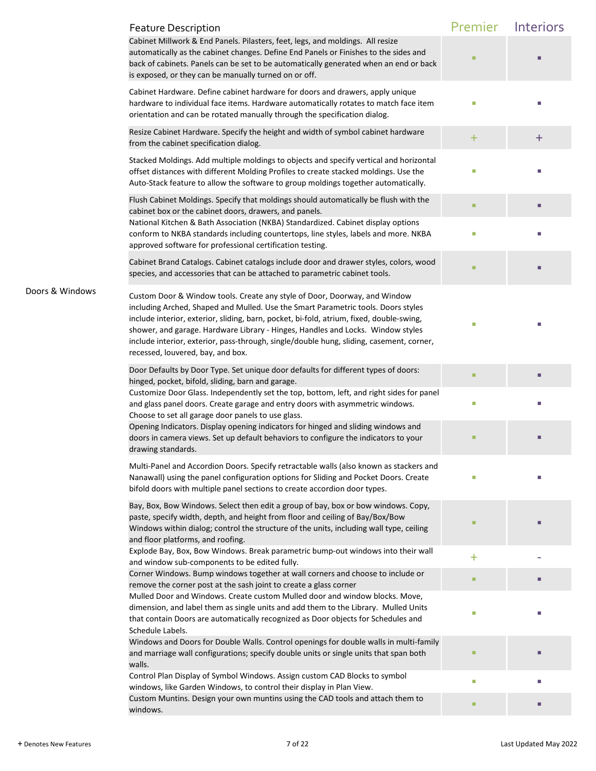| | Feature Description | Premier | Interiors |
|---|---|---|---|
| | Cabinet Millwork & End Panels. Pilasters, feet, legs, and moldings. All resize automatically as the cabinet changes. Define End Panels or Finishes to the sides and back of cabinets. Panels can be set to be automatically generated when an end or back is exposed, or they can be manually turned on or off. | ▪ | ▪ |
| | Cabinet Hardware. Define cabinet hardware for doors and drawers, apply unique hardware to individual face items. Hardware automatically rotates to match face item orientation and can be rotated manually through the specification dialog. | ▪ | ▪ |
| | Resize Cabinet Hardware. Specify the height and width of symbol cabinet hardware from the cabinet specification dialog. | + | + |
| | Stacked Moldings. Add multiple moldings to objects and specify vertical and horizontal offset distances with different Molding Profiles to create stacked moldings. Use the Auto-Stack feature to allow the software to group moldings together automatically. | ▪ | ▪ |
| | Flush Cabinet Moldings. Specify that moldings should automatically be flush with the cabinet box or the cabinet doors, drawers, and panels. | ▪ | ▪ |
| | National Kitchen & Bath Association (NKBA) Standardized. Cabinet display options conform to NKBA standards including countertops, line styles, labels and more. NKBA approved software for professional certification testing. | ▪ | ▪ |
| | Cabinet Brand Catalogs. Cabinet catalogs include door and drawer styles, colors, wood species, and accessories that can be attached to parametric cabinet tools. | ▪ | ▪ |
| Doors & Windows | Custom Door & Window tools. Create any style of Door, Doorway, and Window including Arched, Shaped and Mulled. Use the Smart Parametric tools. Doors styles include interior, exterior, sliding, barn, pocket, bi-fold, atrium, fixed, double-swing, shower, and garage. Hardware Library - Hinges, Handles and Locks. Window styles include interior, exterior, pass-through, single/double hung, sliding, casement, corner, recessed, louvered, bay, and box. | ▪ | ▪ |
| | Door Defaults by Door Type. Set unique door defaults for different types of doors: hinged, pocket, bifold, sliding, barn and garage. | ▪ | ▪ |
| | Customize Door Glass. Independently set the top, bottom, left, and right sides for panel and glass panel doors. Create garage and entry doors with asymmetric windows. Choose to set all garage door panels to use glass. | ▪ | ▪ |
| | Opening Indicators. Display opening indicators for hinged and sliding windows and doors in camera views. Set up default behaviors to configure the indicators to your drawing standards. | ▪ | ▪ |
| | Multi-Panel and Accordion Doors. Specify retractable walls (also known as stackers and Nanawall) using the panel configuration options for Sliding and Pocket Doors. Create bifold doors with multiple panel sections to create accordion door types. | ▪ | ▪ |
| | Bay, Box, Bow Windows. Select then edit a group of bay, box or bow windows. Copy, paste, specify width, depth, and height from floor and ceiling of Bay/Box/Bow Windows within dialog; control the structure of the units, including wall type, ceiling and floor platforms, and roofing. | ▪ | ▪ |
| | Explode Bay, Box, Bow Windows. Break parametric bump-out windows into their wall and window sub-components to be edited fully. | + | - |
| | Corner Windows. Bump windows together at wall corners and choose to include or remove the corner post at the sash joint to create a glass corner | ▪ | ▪ |
| | Mulled Door and Windows. Create custom Mulled door and window blocks. Move, dimension, and label them as single units and add them to the Library. Mulled Units that contain Doors are automatically recognized as Door objects for Schedules and Schedule Labels. | ▪ | ▪ |
| | Windows and Doors for Double Walls. Control openings for double walls in multi-family and marriage wall configurations; specify double units or single units that span both walls. | ▪ | ▪ |
| | Control Plan Display of Symbol Windows. Assign custom CAD Blocks to symbol windows, like Garden Windows, to control their display in Plan View. | ▪ | ▪ |
| | Custom Muntins. Design your own muntins using the CAD tools and attach them to windows. | ▪ | ▪ |

+ Denotes New Features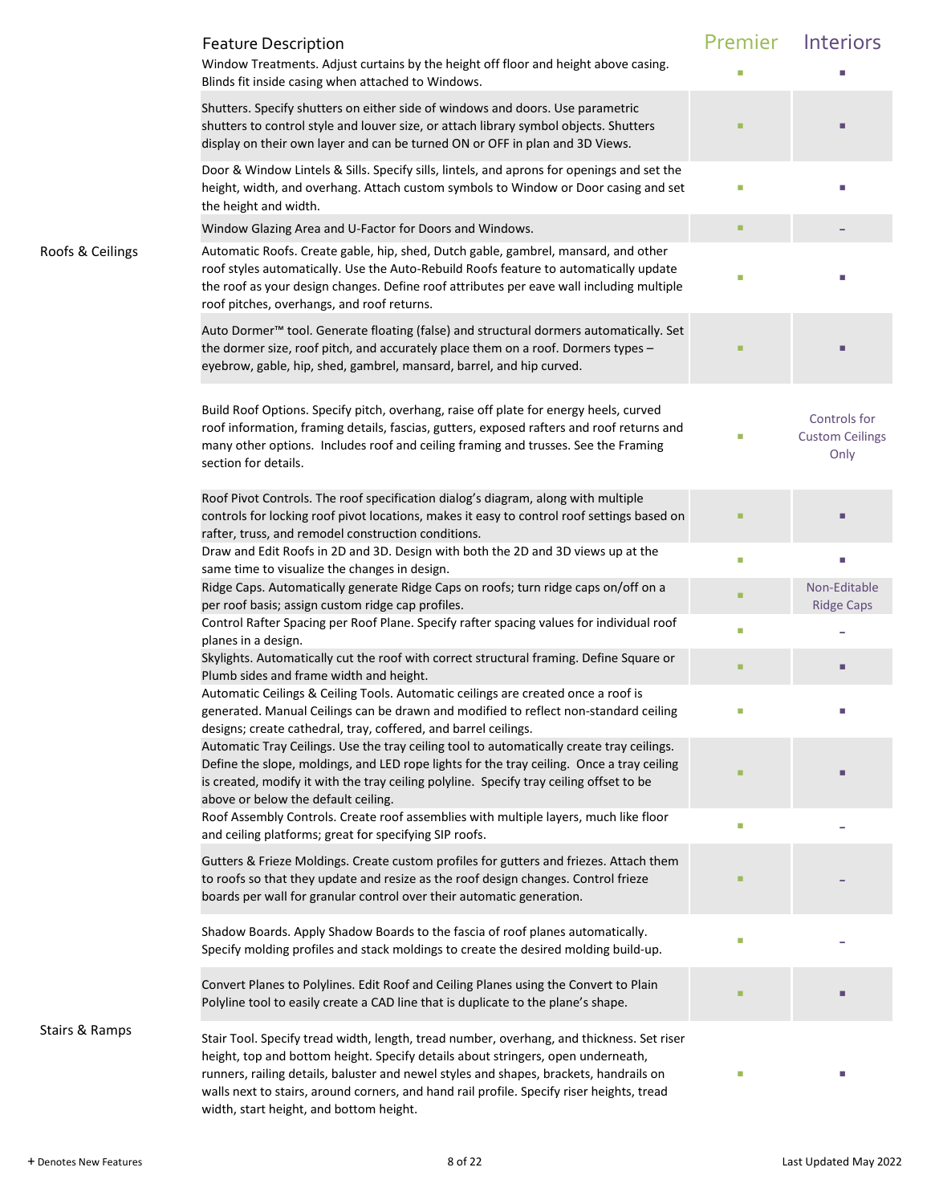| | Feature Description | Premier | Interiors |
|---|---|---|---|
| | Window Treatments. Adjust curtains by the height off floor and height above casing. Blinds fit inside casing when attached to Windows. | ■ | ■ |
| | Shutters. Specify shutters on either side of windows and doors. Use parametric shutters to control style and louver size, or attach library symbol objects. Shutters display on their own layer and can be turned ON or OFF in plan and 3D Views. | ■ | ■ |
| | Door & Window Lintels & Sills. Specify sills, lintels, and aprons for openings and set the height, width, and overhang. Attach custom symbols to Window or Door casing and set the height and width. | ■ | ■ |
| | Window Glazing Area and U-Factor for Doors and Windows. | ■ | – |
| Roofs & Ceilings | Automatic Roofs. Create gable, hip, shed, Dutch gable, gambrel, mansard, and other roof styles automatically. Use the Auto-Rebuild Roofs feature to automatically update the roof as your design changes. Define roof attributes per eave wall including multiple roof pitches, overhangs, and roof returns. | ■ | ■ |
| | Auto Dormer™ tool. Generate floating (false) and structural dormers automatically. Set the dormer size, roof pitch, and accurately place them on a roof. Dormers types – eyebrow, gable, hip, shed, gambrel, mansard, barrel, and hip curved. | ■ | ■ |
| | Build Roof Options. Specify pitch, overhang, raise off plate for energy heels, curved roof information, framing details, fascias, gutters, exposed rafters and roof returns and many other options. Includes roof and ceiling framing and trusses. See the Framing section for details. | ■ | Controls for Custom Ceilings Only |
| | Roof Pivot Controls. The roof specification dialog's diagram, along with multiple controls for locking roof pivot locations, makes it easy to control roof settings based on rafter, truss, and remodel construction conditions. | ■ | ■ |
| | Draw and Edit Roofs in 2D and 3D. Design with both the 2D and 3D views up at the same time to visualize the changes in design. | ■ | ■ |
| | Ridge Caps. Automatically generate Ridge Caps on roofs; turn ridge caps on/off on a per roof basis; assign custom ridge cap profiles. | ■ | Non-Editable Ridge Caps |
| | Control Rafter Spacing per Roof Plane. Specify rafter spacing values for individual roof planes in a design. | ■ | – |
| | Skylights. Automatically cut the roof with correct structural framing. Define Square or Plumb sides and frame width and height. | ■ | ■ |
| | Automatic Ceilings & Ceiling Tools. Automatic ceilings are created once a roof is generated. Manual Ceilings can be drawn and modified to reflect non-standard ceiling designs; create cathedral, tray, coffered, and barrel ceilings. | ■ | ■ |
| | Automatic Tray Ceilings. Use the tray ceiling tool to automatically create tray ceilings. Define the slope, moldings, and LED rope lights for the tray ceiling. Once a tray ceiling is created, modify it with the tray ceiling polyline. Specify tray ceiling offset to be above or below the default ceiling. | ■ | ■ |
| | Roof Assembly Controls. Create roof assemblies with multiple layers, much like floor and ceiling platforms; great for specifying SIP roofs. | ■ | – |
| | Gutters & Frieze Moldings. Create custom profiles for gutters and friezes. Attach them to roofs so that they update and resize as the roof design changes. Control frieze boards per wall for granular control over their automatic generation. | ■ | – |
| | Shadow Boards. Apply Shadow Boards to the fascia of roof planes automatically. Specify molding profiles and stack moldings to create the desired molding build-up. | ■ | – |
| | Convert Planes to Polylines. Edit Roof and Ceiling Planes using the Convert to Plain Polyline tool to easily create a CAD line that is duplicate to the plane's shape. | ■ | ■ |
| Stairs & Ramps | Stair Tool. Specify tread width, length, tread number, overhang, and thickness. Set riser height, top and bottom height. Specify details about stringers, open underneath, runners, railing details, baluster and newel styles and shapes, brackets, handrails on walls next to stairs, around corners, and hand rail profile. Specify riser heights, tread width, start height, and bottom height. | ■ | ■ |

+ Denotes New Features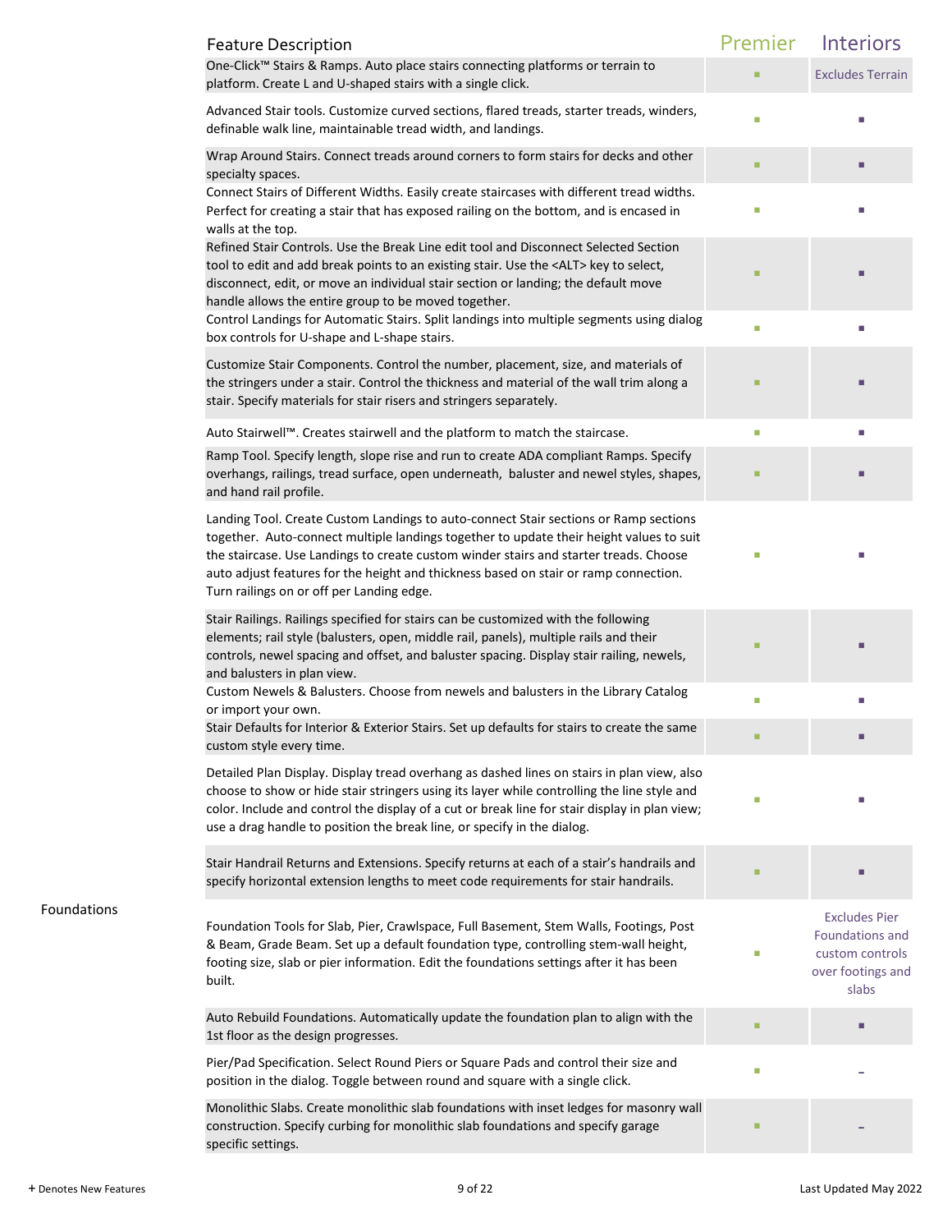| | Feature Description | Premier | Interiors |
|---|---|---|---|
| | One-Click™ Stairs & Ramps. Auto place stairs connecting platforms or terrain to platform. Create L and U-shaped stairs with a single click. | ■ | Excludes Terrain |
| | Advanced Stair tools. Customize curved sections, flared treads, starter treads, winders, definable walk line, maintainable tread width, and landings. | ■ | ■ |
| | Wrap Around Stairs. Connect treads around corners to form stairs for decks and other specialty spaces. | ■ | ■ |
| | Connect Stairs of Different Widths. Easily create staircases with different tread widths. Perfect for creating a stair that has exposed railing on the bottom, and is encased in walls at the top. | ■ | ■ |
| | Refined Stair Controls. Use the Break Line edit tool and Disconnect Selected Section tool to edit and add break points to an existing stair. Use the <ALT> key to select, disconnect, edit, or move an individual stair section or landing; the default move handle allows the entire group to be moved together. | ■ | ■ |
| | Control Landings for Automatic Stairs. Split landings into multiple segments using dialog box controls for U-shape and L-shape stairs. | ■ | ■ |
| | Customize Stair Components. Control the number, placement, size, and materials of the stringers under a stair. Control the thickness and material of the wall trim along a stair. Specify materials for stair risers and stringers separately. | ■ | ■ |
| | Auto Stairwell™. Creates stairwell and the platform to match the staircase. | ■ | ■ |
| | Ramp Tool. Specify length, slope rise and run to create ADA compliant Ramps. Specify overhangs, railings, tread surface, open underneath, baluster and newel styles, shapes, and hand rail profile. | ■ | ■ |
| | Landing Tool. Create Custom Landings to auto-connect Stair sections or Ramp sections together. Auto-connect multiple landings together to update their height values to suit the staircase. Use Landings to create custom winder stairs and starter treads. Choose auto adjust features for the height and thickness based on stair or ramp connection. Turn railings on or off per Landing edge. | ■ | ■ |
| | Stair Railings. Railings specified for stairs can be customized with the following elements; rail style (balusters, open, middle rail, panels), multiple rails and their controls, newel spacing and offset, and baluster spacing. Display stair railing, newels, and balusters in plan view. | ■ | ■ |
| | Custom Newels & Balusters. Choose from newels and balusters in the Library Catalog or import your own. | ■ | ■ |
| | Stair Defaults for Interior & Exterior Stairs. Set up defaults for stairs to create the same custom style every time. | ■ | ■ |
| | Detailed Plan Display. Display tread overhang as dashed lines on stairs in plan view, also choose to show or hide stair stringers using its layer while controlling the line style and color. Include and control the display of a cut or break line for stair display in plan view; use a drag handle to position the break line, or specify in the dialog. | ■ | ■ |
| | Stair Handrail Returns and Extensions. Specify returns at each of a stair's handrails and specify horizontal extension lengths to meet code requirements for stair handrails. | ■ | ■ |
| Foundations | Foundation Tools for Slab, Pier, Crawlspace, Full Basement, Stem Walls, Footings, Post & Beam, Grade Beam. Set up a default foundation type, controlling stem-wall height, footing size, slab or pier information. Edit the foundations settings after it has been built. | ■ | Excludes Pier Foundations and custom controls over footings and slabs |
| | Auto Rebuild Foundations. Automatically update the foundation plan to align with the 1st floor as the design progresses. | ■ | ■ |
| | Pier/Pad Specification. Select Round Piers or Square Pads and control their size and position in the dialog. Toggle between round and square with a single click. | ■ | – |
| | Monolithic Slabs. Create monolithic slab foundations with inset ledges for masonry wall construction. Specify curbing for monolithic slab foundations and specify garage specific settings. | ■ | – |

+ Denotes New Features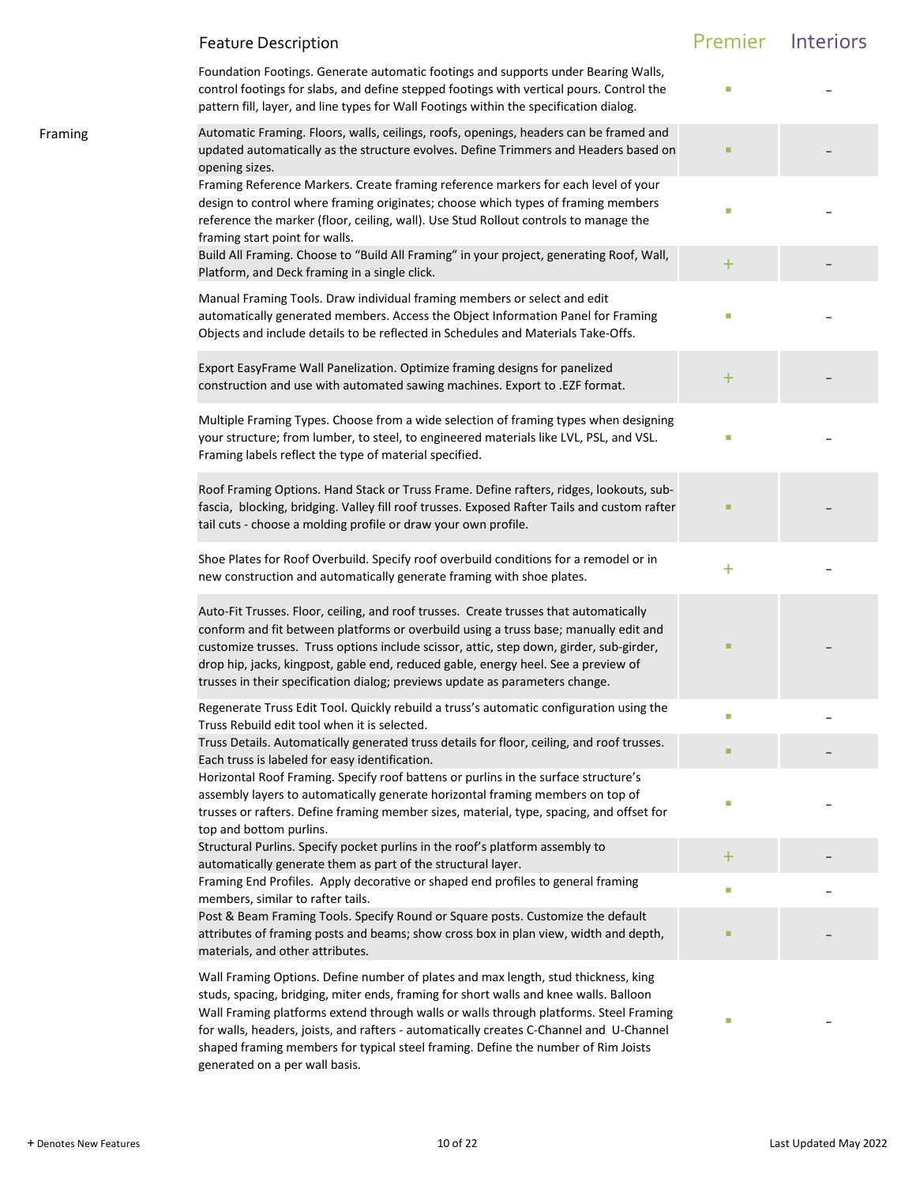| | Feature Description | Premier | Interiors |
|---|---|---|---|
| | Foundation Footings. Generate automatic footings and supports under Bearing Walls, control footings for slabs, and define stepped footings with vertical pours. Control the pattern fill, layer, and line types for Wall Footings within the specification dialog. | ■ | – |
| Framing | Automatic Framing. Floors, walls, ceilings, roofs, openings, headers can be framed and updated automatically as the structure evolves. Define Trimmers and Headers based on opening sizes. | ■ | – |
| | Framing Reference Markers. Create framing reference markers for each level of your design to control where framing originates; choose which types of framing members reference the marker (floor, ceiling, wall). Use Stud Rollout controls to manage the framing start point for walls. | ■ | – |
| | Build All Framing. Choose to "Build All Framing" in your project, generating Roof, Wall, Platform, and Deck framing in a single click. | + | – |
| | Manual Framing Tools. Draw individual framing members or select and edit automatically generated members. Access the Object Information Panel for Framing Objects and include details to be reflected in Schedules and Materials Take-Offs. | ■ | – |
| | Export EasyFrame Wall Panelization. Optimize framing designs for panelized construction and use with automated sawing machines. Export to .EZF format. | + | – |
| | Multiple Framing Types. Choose from a wide selection of framing types when designing your structure; from lumber, to steel, to engineered materials like LVL, PSL, and VSL. Framing labels reflect the type of material specified. | ■ | – |
| | Roof Framing Options. Hand Stack or Truss Frame. Define rafters, ridges, lookouts, sub-fascia, blocking, bridging. Valley fill roof trusses. Exposed Rafter Tails and custom rafter tail cuts - choose a molding profile or draw your own profile. | ■ | – |
| | Shoe Plates for Roof Overbuild. Specify roof overbuild conditions for a remodel or in new construction and automatically generate framing with shoe plates. | + | – |
| | Auto-Fit Trusses. Floor, ceiling, and roof trusses. Create trusses that automatically conform and fit between platforms or overbuild using a truss base; manually edit and customize trusses. Truss options include scissor, attic, step down, girder, sub-girder, drop hip, jacks, kingpost, gable end, reduced gable, energy heel. See a preview of trusses in their specification dialog; previews update as parameters change. | ■ | – |
| | Regenerate Truss Edit Tool. Quickly rebuild a truss's automatic configuration using the Truss Rebuild edit tool when it is selected. | ■ | – |
| | Truss Details. Automatically generated truss details for floor, ceiling, and roof trusses. Each truss is labeled for easy identification. | ■ | – |
| | Horizontal Roof Framing. Specify roof battens or purlins in the surface structure's assembly layers to automatically generate horizontal framing members on top of trusses or rafters. Define framing member sizes, material, type, spacing, and offset for top and bottom purlins. | ■ | – |
| | Structural Purlins. Specify pocket purlins in the roof's platform assembly to automatically generate them as part of the structural layer. | + | – |
| | Framing End Profiles. Apply decorative or shaped end profiles to general framing members, similar to rafter tails. | ■ | – |
| | Post & Beam Framing Tools. Specify Round or Square posts. Customize the default attributes of framing posts and beams; show cross box in plan view, width and depth, materials, and other attributes. | ■ | – |
| | Wall Framing Options. Define number of plates and max length, stud thickness, king studs, spacing, bridging, miter ends, framing for short walls and knee walls. Balloon Wall Framing platforms extend through walls or walls through platforms. Steel Framing for walls, headers, joists, and rafters - automatically creates C-Channel and U-Channel shaped framing members for typical steel framing. Define the number of Rim Joists generated on a per wall basis. | ■ | – |

+ Denotes New Features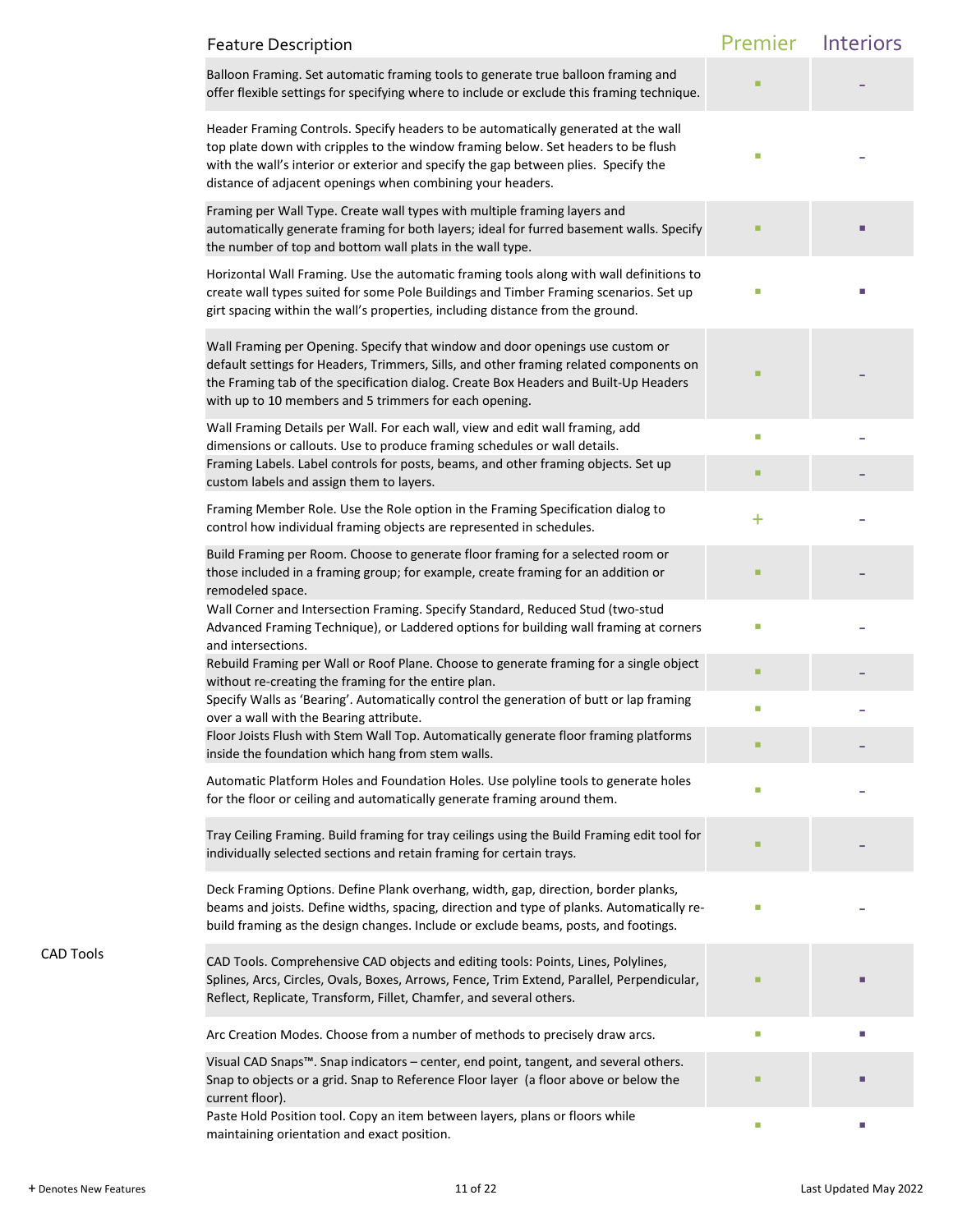| | Feature Description | Premier | Interiors |
|---|---|---|---|
| | Balloon Framing. Set automatic framing tools to generate true balloon framing and offer flexible settings for specifying where to include or exclude this framing technique. | ■ | – |
| | Header Framing Controls. Specify headers to be automatically generated at the wall top plate down with cripples to the window framing below. Set headers to be flush with the wall's interior or exterior and specify the gap between plies. Specify the distance of adjacent openings when combining your headers. | ■ | – |
| | Framing per Wall Type. Create wall types with multiple framing layers and automatically generate framing for both layers; ideal for furred basement walls. Specify the number of top and bottom wall plats in the wall type. | ■ | ■ |
| | Horizontal Wall Framing. Use the automatic framing tools along with wall definitions to create wall types suited for some Pole Buildings and Timber Framing scenarios. Set up girt spacing within the wall's properties, including distance from the ground. | ■ | ■ |
| | Wall Framing per Opening. Specify that window and door openings use custom or default settings for Headers, Trimmers, Sills, and other framing related components on the Framing tab of the specification dialog. Create Box Headers and Built-Up Headers with up to 10 members and 5 trimmers for each opening. | ■ | – |
| | Wall Framing Details per Wall. For each wall, view and edit wall framing, add dimensions or callouts. Use to produce framing schedules or wall details. | ■ | – |
| | Framing Labels. Label controls for posts, beams, and other framing objects. Set up custom labels and assign them to layers. | ■ | – |
| | Framing Member Role. Use the Role option in the Framing Specification dialog to control how individual framing objects are represented in schedules. | + | – |
| | Build Framing per Room. Choose to generate floor framing for a selected room or those included in a framing group; for example, create framing for an addition or remodeled space. | ■ | – |
| | Wall Corner and Intersection Framing. Specify Standard, Reduced Stud (two-stud Advanced Framing Technique), or Laddered options for building wall framing at corners and intersections. | ■ | – |
| | Rebuild Framing per Wall or Roof Plane. Choose to generate framing for a single object without re-creating the framing for the entire plan. | ■ | – |
| | Specify Walls as 'Bearing'. Automatically control the generation of butt or lap framing over a wall with the Bearing attribute. | ■ | – |
| | Floor Joists Flush with Stem Wall Top. Automatically generate floor framing platforms inside the foundation which hang from stem walls. | ■ | – |
| | Automatic Platform Holes and Foundation Holes. Use polyline tools to generate holes for the floor or ceiling and automatically generate framing around them. | ■ | – |
| | Tray Ceiling Framing. Build framing for tray ceilings using the Build Framing edit tool for individually selected sections and retain framing for certain trays. | ■ | – |
| | Deck Framing Options. Define Plank overhang, width, gap, direction, border planks, beams and joists. Define widths, spacing, direction and type of planks. Automatically re-build framing as the design changes. Include or exclude beams, posts, and footings. | ■ | – |
| CAD Tools | CAD Tools. Comprehensive CAD objects and editing tools: Points, Lines, Polylines, Splines, Arcs, Circles, Ovals, Boxes, Arrows, Fence, Trim Extend, Parallel, Perpendicular, Reflect, Replicate, Transform, Fillet, Chamfer, and several others. | ■ | ■ |
| | Arc Creation Modes. Choose from a number of methods to precisely draw arcs. | ■ | ■ |
| | Visual CAD Snaps™. Snap indicators – center, end point, tangent, and several others. Snap to objects or a grid. Snap to Reference Floor layer (a floor above or below the current floor). | ■ | ■ |
| | Paste Hold Position tool. Copy an item between layers, plans or floors while maintaining orientation and exact position. | ■ | ■ |

+ Denotes New Features

Last Updated May 2022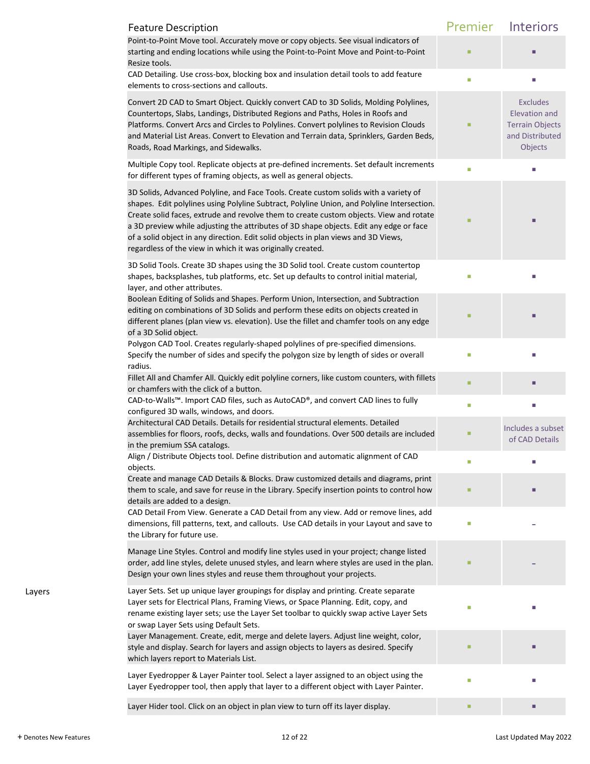| | Feature Description | Premier | Interiors |
|---|---|---|---|
| | Point-to-Point Move tool. Accurately move or copy objects. See visual indicators of starting and ending locations while using the Point-to-Point Move and Point-to-Point Resize tools. | ▪ | ▪ |
| | CAD Detailing. Use cross-box, blocking box and insulation detail tools to add feature elements to cross-sections and callouts. | ▪ | ▪ |
| | Convert 2D CAD to Smart Object. Quickly convert CAD to 3D Solids, Molding Polylines, Countertops, Slabs, Landings, Distributed Regions and Paths, Holes in Roofs and Platforms. Convert Arcs and Circles to Polylines. Convert polylines to Revision Clouds and Material List Areas. Convert to Elevation and Terrain data, Sprinklers, Garden Beds, Roads, Road Markings, and Sidewalks. | ▪ | Excludes Elevation and Terrain Objects and Distributed Objects |
| | Multiple Copy tool. Replicate objects at pre-defined increments. Set default increments for different types of framing objects, as well as general objects. | ▪ | ▪ |
| | 3D Solids, Advanced Polyline, and Face Tools. Create custom solids with a variety of shapes. Edit polylines using Polyline Subtract, Polyline Union, and Polyline Intersection. Create solid faces, extrude and revolve them to create custom objects. View and rotate a 3D preview while adjusting the attributes of 3D shape objects. Edit any edge or face of a solid object in any direction. Edit solid objects in plan views and 3D Views, regardless of the view in which it was originally created. | ▪ | ▪ |
| | 3D Solid Tools. Create 3D shapes using the 3D Solid tool. Create custom countertop shapes, backsplashes, tub platforms, etc. Set up defaults to control initial material, layer, and other attributes. | ▪ | ▪ |
| | Boolean Editing of Solids and Shapes. Perform Union, Intersection, and Subtraction editing on combinations of 3D Solids and perform these edits on objects created in different planes (plan view vs. elevation). Use the fillet and chamfer tools on any edge of a 3D Solid object. | ▪ | ▪ |
| | Polygon CAD Tool. Creates regularly-shaped polylines of pre-specified dimensions. Specify the number of sides and specify the polygon size by length of sides or overall radius. | ▪ | ▪ |
| | Fillet All and Chamfer All. Quickly edit polyline corners, like custom counters, with fillets or chamfers with the click of a button. | ▪ | ▪ |
| | CAD-to-Walls™. Import CAD files, such as AutoCAD®, and convert CAD lines to fully configured 3D walls, windows, and doors. | ▪ | ▪ |
| | Architectural CAD Details. Details for residential structural elements. Detailed assemblies for floors, roofs, decks, walls and foundations. Over 500 details are included in the premium SSA catalogs. | ▪ | Includes a subset of CAD Details |
| | Align / Distribute Objects tool. Define distribution and automatic alignment of CAD objects. | ▪ | ▪ |
| | Create and manage CAD Details & Blocks. Draw customized details and diagrams, print them to scale, and save for reuse in the Library. Specify insertion points to control how details are added to a design. | ▪ | ▪ |
| | CAD Detail From View. Generate a CAD Detail from any view. Add or remove lines, add dimensions, fill patterns, text, and callouts. Use CAD details in your Layout and save to the Library for future use. | ▪ | – |
| | Manage Line Styles. Control and modify line styles used in your project; change listed order, add line styles, delete unused styles, and learn where styles are used in the plan. Design your own lines styles and reuse them throughout your projects. | ▪ | – |
| Layers | Layer Sets. Set up unique layer groupings for display and printing. Create separate Layer sets for Electrical Plans, Framing Views, or Space Planning. Edit, copy, and rename existing layer sets; use the Layer Set toolbar to quickly swap active Layer Sets or swap Layer Sets using Default Sets. | ▪ | ▪ |
| | Layer Management. Create, edit, merge and delete layers. Adjust line weight, color, style and display. Search for layers and assign objects to layers as desired. Specify which layers report to Materials List. | ▪ | ▪ |
| | Layer Eyedropper & Layer Painter tool. Select a layer assigned to an object using the Layer Eyedropper tool, then apply that layer to a different object with Layer Painter. | ▪ | ▪ |
| | Layer Hider tool. Click on an object in plan view to turn off its layer display. | ▪ | ▪ |

+ Denotes New Features

Last Updated May 2022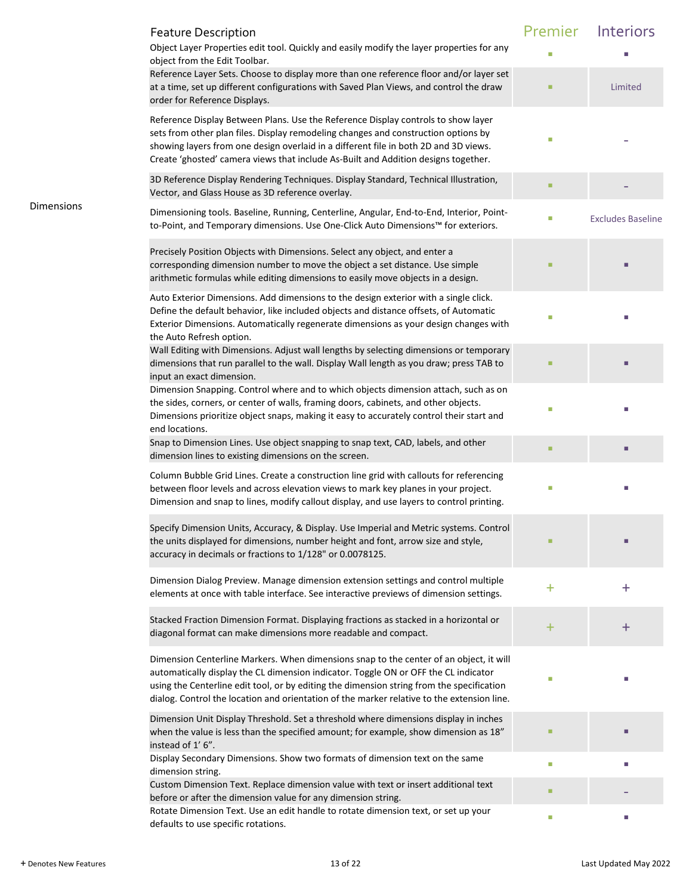| | Feature Description | Premier | Interiors |
|---|---|---|---|
| | Object Layer Properties edit tool. Quickly and easily modify the layer properties for any object from the Edit Toolbar. | ■ | ■ |
| | Reference Layer Sets. Choose to display more than one reference floor and/or layer set at a time, set up different configurations with Saved Plan Views, and control the draw order for Reference Displays. | ■ | Limited |
| | Reference Display Between Plans. Use the Reference Display controls to show layer sets from other plan files. Display remodeling changes and construction options by showing layers from one design overlaid in a different file in both 2D and 3D views. Create 'ghosted' camera views that include As-Built and Addition designs together. | ■ | - |
| | 3D Reference Display Rendering Techniques. Display Standard, Technical Illustration, Vector, and Glass House as 3D reference overlay. | ■ | - |
| Dimensions | Dimensioning tools. Baseline, Running, Centerline, Angular, End-to-End, Interior, Point-to-Point, and Temporary dimensions. Use One-Click Auto Dimensions™ for exteriors. | ■ | Excludes Baseline |
| | Precisely Position Objects with Dimensions. Select any object, and enter a corresponding dimension number to move the object a set distance. Use simple arithmetic formulas while editing dimensions to easily move objects in a design. | ■ | ■ |
| | Auto Exterior Dimensions. Add dimensions to the design exterior with a single click. Define the default behavior, like included objects and distance offsets, of Automatic Exterior Dimensions. Automatically regenerate dimensions as your design changes with the Auto Refresh option. | ■ | ■ |
| | Wall Editing with Dimensions. Adjust wall lengths by selecting dimensions or temporary dimensions that run parallel to the wall. Display Wall length as you draw; press TAB to input an exact dimension. | ■ | ■ |
| | Dimension Snapping. Control where and to which objects dimension attach, such as on the sides, corners, or center of walls, framing doors, cabinets, and other objects. Dimensions prioritize object snaps, making it easy to accurately control their start and end locations. | ■ | ■ |
| | Snap to Dimension Lines. Use object snapping to snap text, CAD, labels, and other dimension lines to existing dimensions on the screen. | ■ | ■ |
| | Column Bubble Grid Lines. Create a construction line grid with callouts for referencing between floor levels and across elevation views to mark key planes in your project. Dimension and snap to lines, modify callout display, and use layers to control printing. | ■ | ■ |
| | Specify Dimension Units, Accuracy, & Display. Use Imperial and Metric systems. Control the units displayed for dimensions, number height and font, arrow size and style, accuracy in decimals or fractions to 1/128" or 0.0078125. | ■ | ■ |
| | Dimension Dialog Preview. Manage dimension extension settings and control multiple elements at once with table interface. See interactive previews of dimension settings. | + | + |
| | Stacked Fraction Dimension Format. Displaying fractions as stacked in a horizontal or diagonal format can make dimensions more readable and compact. | + | + |
| | Dimension Centerline Markers. When dimensions snap to the center of an object, it will automatically display the CL dimension indicator. Toggle ON or OFF the CL indicator using the Centerline edit tool, or by editing the dimension string from the specification dialog. Control the location and orientation of the marker relative to the extension line. | ■ | ■ |
| | Dimension Unit Display Threshold. Set a threshold where dimensions display in inches when the value is less than the specified amount; for example, show dimension as 18" instead of 1' 6". | ■ | ■ |
| | Display Secondary Dimensions. Show two formats of dimension text on the same dimension string. | ■ | ■ |
| | Custom Dimension Text. Replace dimension value with text or insert additional text before or after the dimension value for any dimension string. | ■ | - |
| | Rotate Dimension Text. Use an edit handle to rotate dimension text, or set up your defaults to use specific rotations. | ■ | ■ |

**+** Denotes New Features

Last Updated May 2022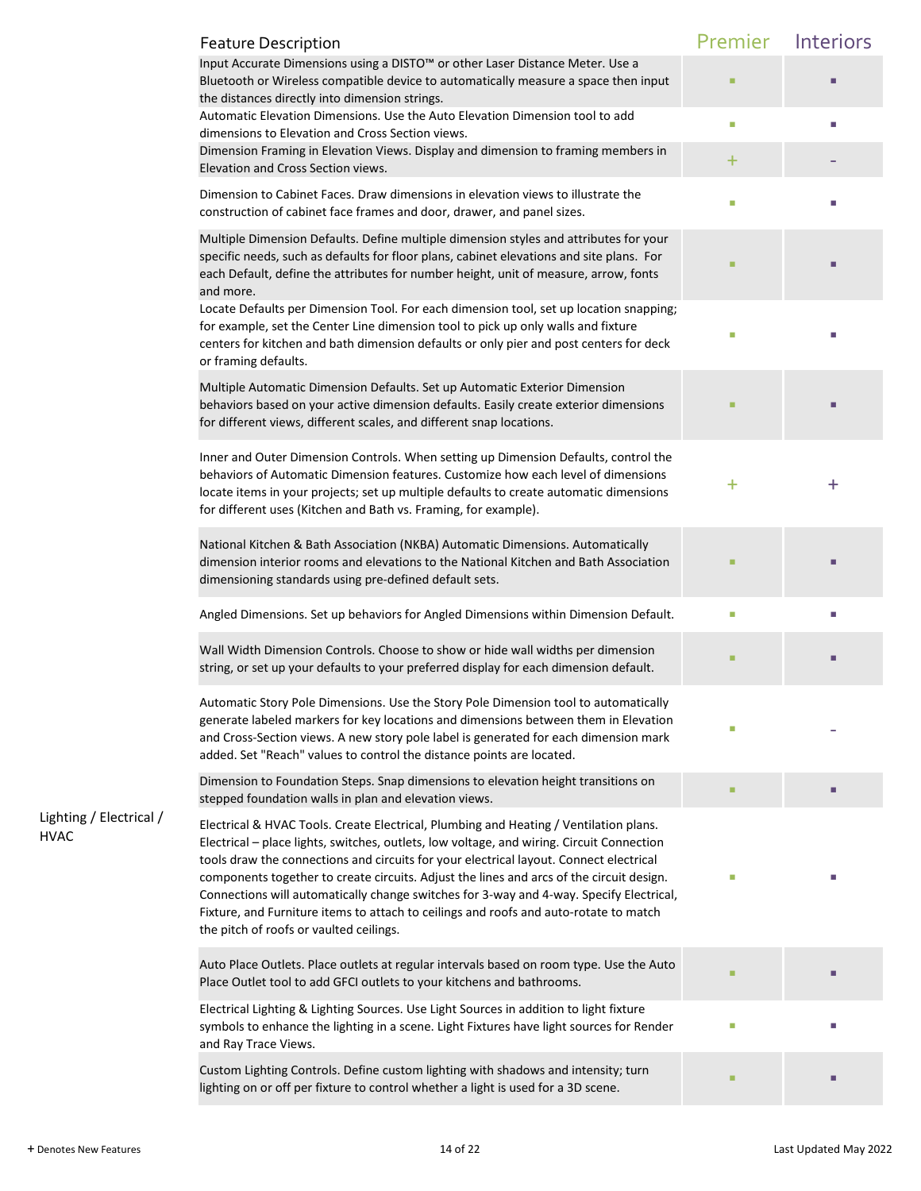| | Feature Description | Premier | Interiors |
|---|---|---|---|
| | Input Accurate Dimensions using a DISTO™ or other Laser Distance Meter. Use a Bluetooth or Wireless compatible device to automatically measure a space then input the distances directly into dimension strings. | ■ | ■ |
| | Automatic Elevation Dimensions. Use the Auto Elevation Dimension tool to add dimensions to Elevation and Cross Section views. | ■ | ■ |
| | Dimension Framing in Elevation Views. Display and dimension to framing members in Elevation and Cross Section views. | + | - |
| | Dimension to Cabinet Faces. Draw dimensions in elevation views to illustrate the construction of cabinet face frames and door, drawer, and panel sizes. | ■ | ■ |
| | Multiple Dimension Defaults. Define multiple dimension styles and attributes for your specific needs, such as defaults for floor plans, cabinet elevations and site plans. For each Default, define the attributes for number height, unit of measure, arrow, fonts and more. | ■ | ■ |
| | Locate Defaults per Dimension Tool. For each dimension tool, set up location snapping; for example, set the Center Line dimension tool to pick up only walls and fixture centers for kitchen and bath dimension defaults or only pier and post centers for deck or framing defaults. | ■ | ■ |
| | Multiple Automatic Dimension Defaults. Set up Automatic Exterior Dimension behaviors based on your active dimension defaults. Easily create exterior dimensions for different views, different scales, and different snap locations. | ■ | ■ |
| | Inner and Outer Dimension Controls. When setting up Dimension Defaults, control the behaviors of Automatic Dimension features. Customize how each level of dimensions locate items in your projects; set up multiple defaults to create automatic dimensions for different uses (Kitchen and Bath vs. Framing, for example). | + | + |
| | National Kitchen & Bath Association (NKBA) Automatic Dimensions. Automatically dimension interior rooms and elevations to the National Kitchen and Bath Association dimensioning standards using pre-defined default sets. | ■ | ■ |
| | Angled Dimensions. Set up behaviors for Angled Dimensions within Dimension Default. | ■ | ■ |
| | Wall Width Dimension Controls. Choose to show or hide wall widths per dimension string, or set up your defaults to your preferred display for each dimension default. | ■ | ■ |
| | Automatic Story Pole Dimensions. Use the Story Pole Dimension tool to automatically generate labeled markers for key locations and dimensions between them in Elevation and Cross-Section views. A new story pole label is generated for each dimension mark added. Set "Reach" values to control the distance points are located. | ■ | - |
| | Dimension to Foundation Steps. Snap dimensions to elevation height transitions on stepped foundation walls in plan and elevation views. | ■ | ■ |
| Lighting / Electrical / HVAC | Electrical & HVAC Tools. Create Electrical, Plumbing and Heating / Ventilation plans. Electrical – place lights, switches, outlets, low voltage, and wiring. Circuit Connection tools draw the connections and circuits for your electrical layout. Connect electrical components together to create circuits. Adjust the lines and arcs of the circuit design. Connections will automatically change switches for 3-way and 4-way. Specify Electrical, Fixture, and Furniture items to attach to ceilings and roofs and auto-rotate to match the pitch of roofs or vaulted ceilings. | ■ | ■ |
| | Auto Place Outlets. Place outlets at regular intervals based on room type. Use the Auto Place Outlet tool to add GFCI outlets to your kitchens and bathrooms. | ■ | ■ |
| | Electrical Lighting & Lighting Sources. Use Light Sources in addition to light fixture symbols to enhance the lighting in a scene. Light Fixtures have light sources for Render and Ray Trace Views. | ■ | ■ |
| | Custom Lighting Controls. Define custom lighting with shadows and intensity; turn lighting on or off per fixture to control whether a light is used for a 3D scene. | ■ | ■ |

**+** Denotes New Features

Last Updated May 2022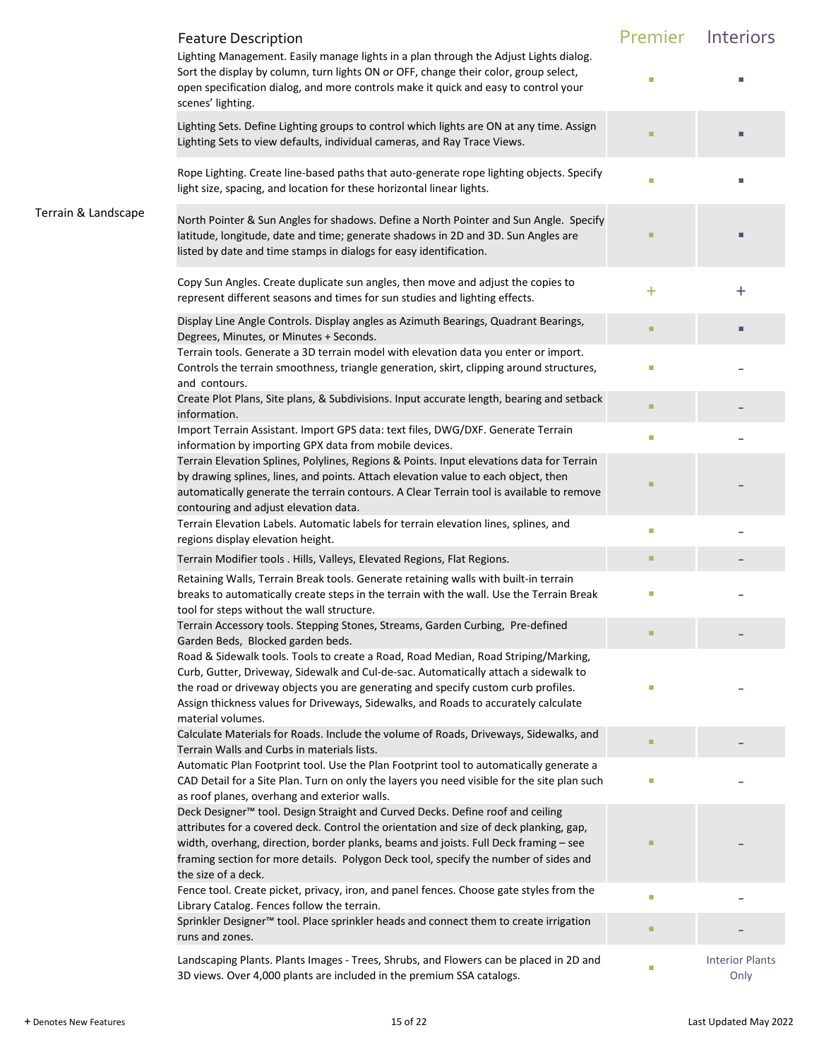| | Feature Description | Premier | Interiors |
|---|---|---|---|
| | Lighting Management. Easily manage lights in a plan through the Adjust Lights dialog. Sort the display by column, turn lights ON or OFF, change their color, group select, open specification dialog, and more controls make it quick and easy to control your scenes' lighting. | ■ | ■ |
| | Lighting Sets. Define Lighting groups to control which lights are ON at any time. Assign Lighting Sets to view defaults, individual cameras, and Ray Trace Views. | ■ | ■ |
| | Rope Lighting. Create line-based paths that auto-generate rope lighting objects. Specify light size, spacing, and location for these horizontal linear lights. | ■ | ■ |
| Terrain & Landscape | North Pointer & Sun Angles for shadows. Define a North Pointer and Sun Angle. Specify latitude, longitude, date and time; generate shadows in 2D and 3D. Sun Angles are listed by date and time stamps in dialogs for easy identification. | ■ | ■ |
| | Copy Sun Angles. Create duplicate sun angles, then move and adjust the copies to represent different seasons and times for sun studies and lighting effects. | + | + |
| | Display Line Angle Controls. Display angles as Azimuth Bearings, Quadrant Bearings, Degrees, Minutes, or Minutes + Seconds. | ■ | ■ |
| | Terrain tools. Generate a 3D terrain model with elevation data you enter or import. Controls the terrain smoothness, triangle generation, skirt, clipping around structures, and contours. | ■ | – |
| | Create Plot Plans, Site plans, & Subdivisions. Input accurate length, bearing and setback information. | ■ | – |
| | Import Terrain Assistant. Import GPS data: text files, DWG/DXF. Generate Terrain information by importing GPX data from mobile devices. | ■ | – |
| | Terrain Elevation Splines, Polylines, Regions & Points. Input elevations data for Terrain by drawing splines, lines, and points. Attach elevation value to each object, then automatically generate the terrain contours. A Clear Terrain tool is available to remove contouring and adjust elevation data. | ■ | – |
| | Terrain Elevation Labels. Automatic labels for terrain elevation lines, splines, and regions display elevation height. | ■ | – |
| | Terrain Modifier tools . Hills, Valleys, Elevated Regions, Flat Regions. | ■ | – |
| | Retaining Walls, Terrain Break tools. Generate retaining walls with built-in terrain breaks to automatically create steps in the terrain with the wall. Use the Terrain Break tool for steps without the wall structure. | ■ | – |
| | Terrain Accessory tools. Stepping Stones, Streams, Garden Curbing, Pre-defined Garden Beds, Blocked garden beds. | ■ | – |
| | Road & Sidewalk tools. Tools to create a Road, Road Median, Road Striping/Marking, Curb, Gutter, Driveway, Sidewalk and Cul-de-sac. Automatically attach a sidewalk to the road or driveway objects you are generating and specify custom curb profiles. Assign thickness values for Driveways, Sidewalks, and Roads to accurately calculate material volumes. | ■ | – |
| | Calculate Materials for Roads. Include the volume of Roads, Driveways, Sidewalks, and Terrain Walls and Curbs in materials lists. | ■ | – |
| | Automatic Plan Footprint tool. Use the Plan Footprint tool to automatically generate a CAD Detail for a Site Plan. Turn on only the layers you need visible for the site plan such as roof planes, overhang and exterior walls. | ■ | – |
| | Deck Designer™ tool. Design Straight and Curved Decks. Define roof and ceiling attributes for a covered deck. Control the orientation and size of deck planking, gap, width, overhang, direction, border planks, beams and joists. Full Deck framing – see framing section for more details. Polygon Deck tool, specify the number of sides and the size of a deck. | ■ | – |
| | Fence tool. Create picket, privacy, iron, and panel fences. Choose gate styles from the Library Catalog. Fences follow the terrain. | ■ | – |
| | Sprinkler Designer™ tool. Place sprinkler heads and connect them to create irrigation runs and zones. | ■ | – |
| | Landscaping Plants. Plants Images - Trees, Shrubs, and Flowers can be placed in 2D and 3D views. Over 4,000 plants are included in the premium SSA catalogs. | ■ | Interior Plants Only |

**+** Denotes New Features

Last Updated May 2022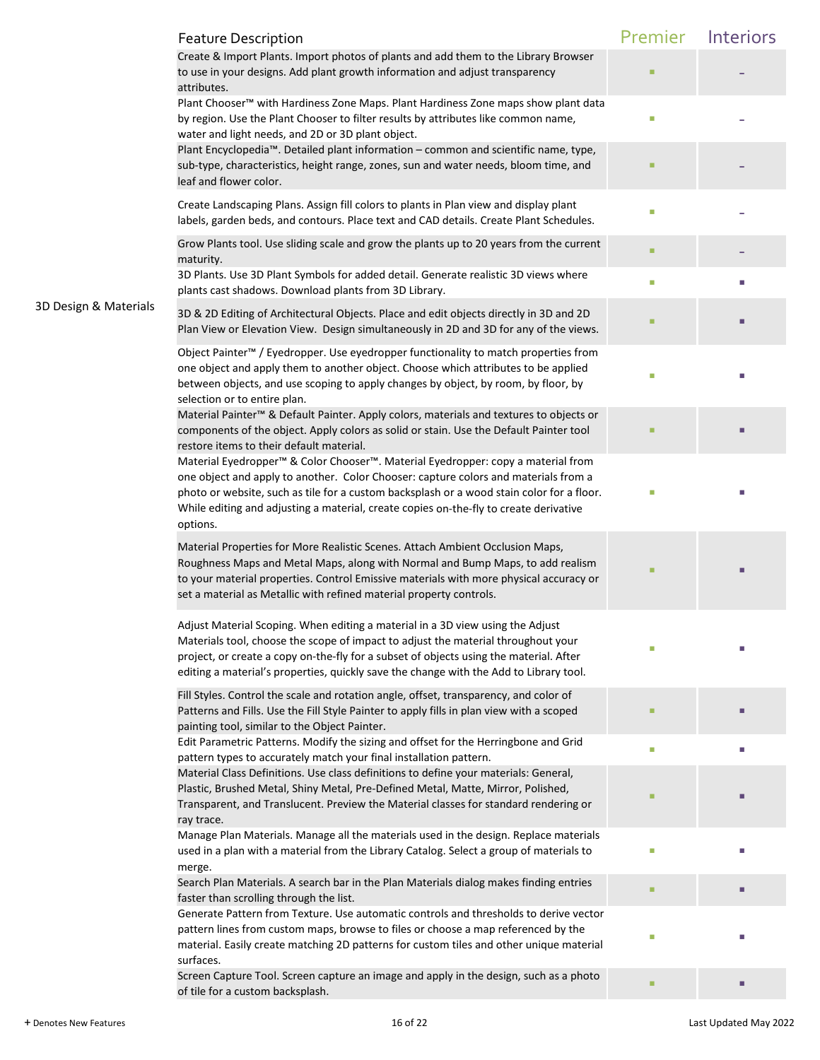| | Feature Description | Premier | Interiors |
|---|---|---|---|
| | Create & Import Plants. Import photos of plants and add them to the Library Browser to use in your designs. Add plant growth information and adjust transparency attributes. | ▪ | – |
| | Plant Chooser™ with Hardiness Zone Maps. Plant Hardiness Zone maps show plant data by region. Use the Plant Chooser to filter results by attributes like common name, water and light needs, and 2D or 3D plant object. | ▪ | – |
| | Plant Encyclopedia™. Detailed plant information – common and scientific name, type, sub-type, characteristics, height range, zones, sun and water needs, bloom time, and leaf and flower color. | ▪ | – |
| | Create Landscaping Plans. Assign fill colors to plants in Plan view and display plant labels, garden beds, and contours. Place text and CAD details. Create Plant Schedules. | ▪ | – |
| | Grow Plants tool. Use sliding scale and grow the plants up to 20 years from the current maturity. | ▪ | – |
| | 3D Plants. Use 3D Plant Symbols for added detail. Generate realistic 3D views where plants cast shadows. Download plants from 3D Library. | ▪ | ▪ |
| 3D Design & Materials | 3D & 2D Editing of Architectural Objects. Place and edit objects directly in 3D and 2D Plan View or Elevation View. Design simultaneously in 2D and 3D for any of the views. | ▪ | ▪ |
| | Object Painter™ / Eyedropper. Use eyedropper functionality to match properties from one object and apply them to another object. Choose which attributes to be applied between objects, and use scoping to apply changes by object, by room, by floor, by selection or to entire plan. | ▪ | ▪ |
| | Material Painter™ & Default Painter. Apply colors, materials and textures to objects or components of the object. Apply colors as solid or stain. Use the Default Painter tool restore items to their default material. | ▪ | ▪ |
| | Material Eyedropper™ & Color Chooser™. Material Eyedropper: copy a material from one object and apply to another. Color Chooser: capture colors and materials from a photo or website, such as tile for a custom backsplash or a wood stain color for a floor. While editing and adjusting a material, create copies on-the-fly to create derivative options. | ▪ | ▪ |
| | Material Properties for More Realistic Scenes. Attach Ambient Occlusion Maps, Roughness Maps and Metal Maps, along with Normal and Bump Maps, to add realism to your material properties. Control Emissive materials with more physical accuracy or set a material as Metallic with refined material property controls. | ▪ | ▪ |
| | Adjust Material Scoping. When editing a material in a 3D view using the Adjust Materials tool, choose the scope of impact to adjust the material throughout your project, or create a copy on-the-fly for a subset of objects using the material. After editing a material's properties, quickly save the change with the Add to Library tool. | ▪ | ▪ |
| | Fill Styles. Control the scale and rotation angle, offset, transparency, and color of Patterns and Fills. Use the Fill Style Painter to apply fills in plan view with a scoped painting tool, similar to the Object Painter. | ▪ | ▪ |
| | Edit Parametric Patterns. Modify the sizing and offset for the Herringbone and Grid pattern types to accurately match your final installation pattern. | ▪ | ▪ |
| | Material Class Definitions. Use class definitions to define your materials: General, Plastic, Brushed Metal, Shiny Metal, Pre-Defined Metal, Matte, Mirror, Polished, Transparent, and Translucent. Preview the Material classes for standard rendering or ray trace. | ▪ | ▪ |
| | Manage Plan Materials. Manage all the materials used in the design. Replace materials used in a plan with a material from the Library Catalog. Select a group of materials to merge. | ▪ | ▪ |
| | Search Plan Materials. A search bar in the Plan Materials dialog makes finding entries faster than scrolling through the list. | ▪ | ▪ |
| | Generate Pattern from Texture. Use automatic controls and thresholds to derive vector pattern lines from custom maps, browse to files or choose a map referenced by the material. Easily create matching 2D patterns for custom tiles and other unique material surfaces. | ▪ | ▪ |
| | Screen Capture Tool. Screen capture an image and apply in the design, such as a photo of tile for a custom backsplash. | ▪ | ▪ |

**+** Denotes New Features

Last Updated May 2022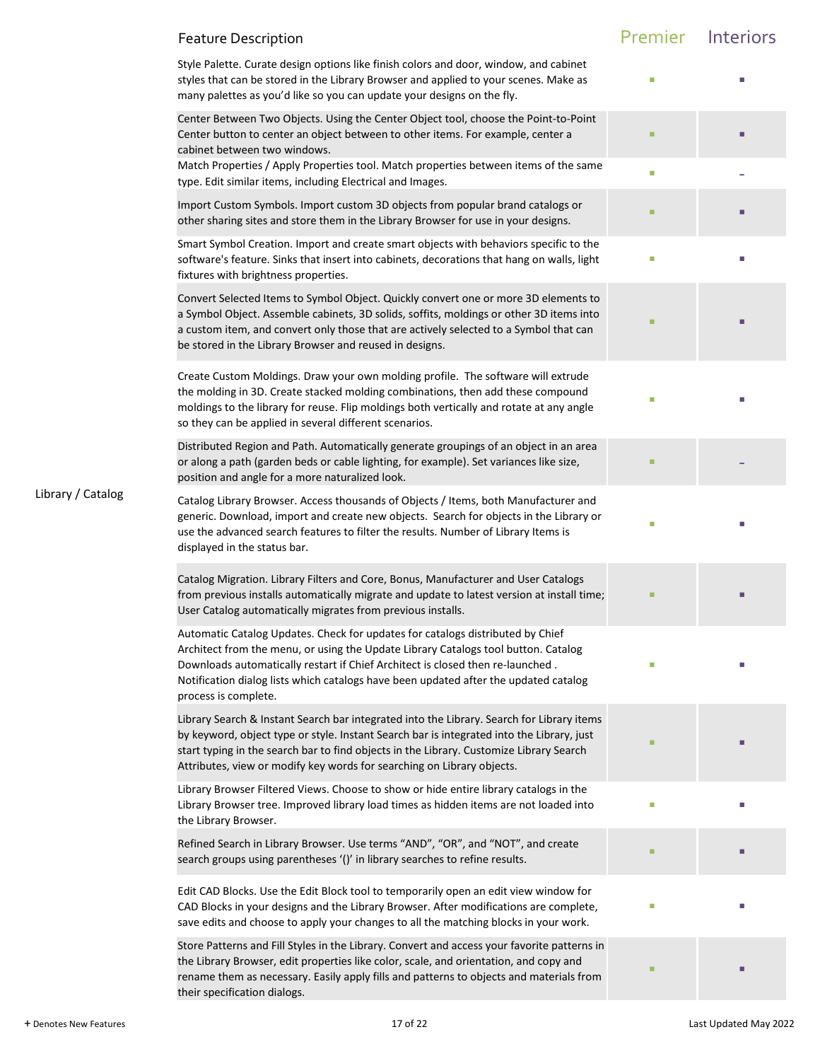| | Feature Description | Premier | Interiors |
|---|---|---|---|
| | Style Palette. Curate design options like finish colors and door, window, and cabinet styles that can be stored in the Library Browser and applied to your scenes. Make as many palettes as you'd like so you can update your designs on the fly. | ■ | ■ |
| | Center Between Two Objects. Using the Center Object tool, choose the Point-to-Point Center button to center an object between to other items. For example, center a cabinet between two windows. | ■ | ■ |
| | Match Properties / Apply Properties tool. Match properties between items of the same type. Edit similar items, including Electrical and Images. | ■ | – |
| | Import Custom Symbols. Import custom 3D objects from popular brand catalogs or other sharing sites and store them in the Library Browser for use in your designs. | ■ | ■ |
| | Smart Symbol Creation. Import and create smart objects with behaviors specific to the software's feature. Sinks that insert into cabinets, decorations that hang on walls, light fixtures with brightness properties. | ■ | ■ |
| | Convert Selected Items to Symbol Object. Quickly convert one or more 3D elements to a Symbol Object. Assemble cabinets, 3D solids, soffits, moldings or other 3D items into a custom item, and convert only those that are actively selected to a Symbol that can be stored in the Library Browser and reused in designs. | ■ | ■ |
| | Create Custom Moldings. Draw your own molding profile. The software will extrude the molding in 3D. Create stacked molding combinations, then add these compound moldings to the library for reuse. Flip moldings both vertically and rotate at any angle so they can be applied in several different scenarios. | ■ | ■ |
| | Distributed Region and Path. Automatically generate groupings of an object in an area or along a path (garden beds or cable lighting, for example). Set variances like size, position and angle for a more naturalized look. | ■ | – |
| Library / Catalog | Catalog Library Browser. Access thousands of Objects / Items, both Manufacturer and generic. Download, import and create new objects. Search for objects in the Library or use the advanced search features to filter the results. Number of Library Items is displayed in the status bar. | ■ | ■ |
| | Catalog Migration. Library Filters and Core, Bonus, Manufacturer and User Catalogs from previous installs automatically migrate and update to latest version at install time; User Catalog automatically migrates from previous installs. | ■ | ■ |
| | Automatic Catalog Updates. Check for updates for catalogs distributed by Chief Architect from the menu, or using the Update Library Catalogs tool button. Catalog Downloads automatically restart if Chief Architect is closed then re-launched . Notification dialog lists which catalogs have been updated after the updated catalog process is complete. | ■ | ■ |
| | Library Search & Instant Search bar integrated into the Library. Search for Library items by keyword, object type or style. Instant Search bar is integrated into the Library, just start typing in the search bar to find objects in the Library. Customize Library Search Attributes, view or modify key words for searching on Library objects. | ■ | ■ |
| | Library Browser Filtered Views. Choose to show or hide entire library catalogs in the Library Browser tree. Improved library load times as hidden items are not loaded into the Library Browser. | ■ | ■ |
| | Refined Search in Library Browser. Use terms "AND", "OR", and "NOT", and create search groups using parentheses '()' in library searches to refine results. | ■ | ■ |
| | Edit CAD Blocks. Use the Edit Block tool to temporarily open an edit view window for CAD Blocks in your designs and the Library Browser. After modifications are complete, save edits and choose to apply your changes to all the matching blocks in your work. | ■ | ■ |
| | Store Patterns and Fill Styles in the Library. Convert and access your favorite patterns in the Library Browser, edit properties like color, scale, and orientation, and copy and rename them as necessary. Easily apply fills and patterns to objects and materials from their specification dialogs. | ■ | ■ |

+ Denotes New Features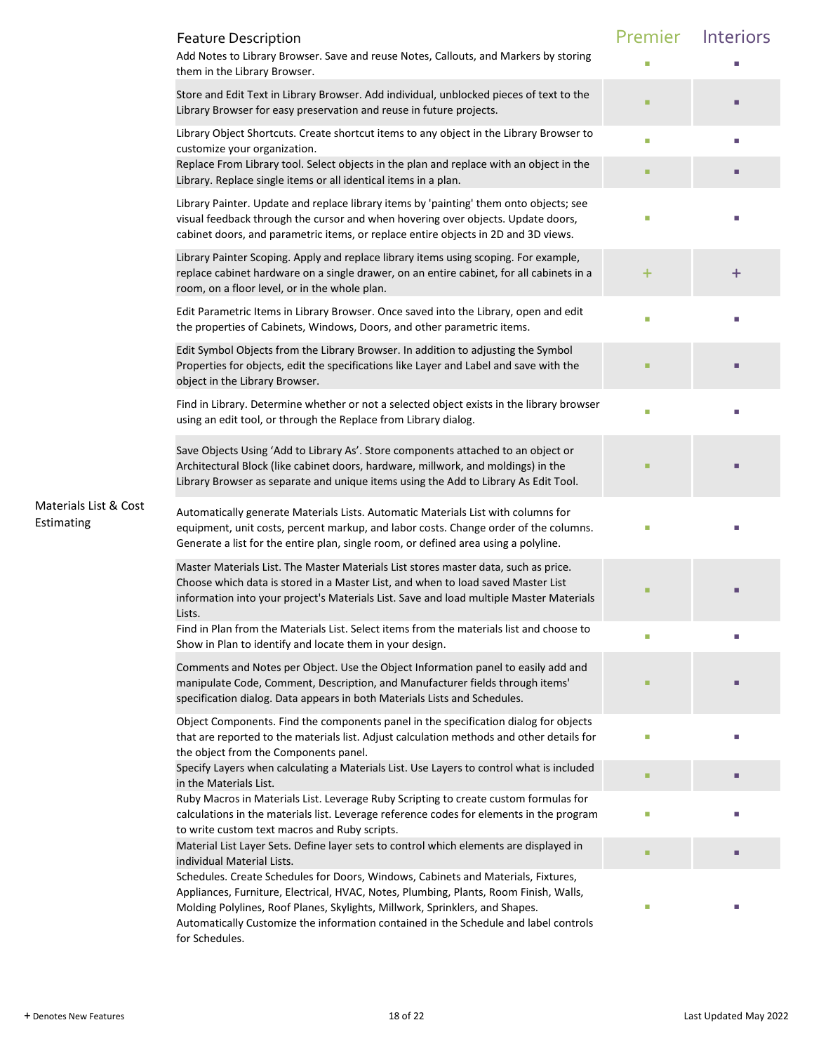| | Feature Description | Premier | Interiors |
|---|---|---|---|
| | Add Notes to Library Browser. Save and reuse Notes, Callouts, and Markers by storing them in the Library Browser. | ■ | ■ |
| | Store and Edit Text in Library Browser. Add individual, unblocked pieces of text to the Library Browser for easy preservation and reuse in future projects. | ■ | ■ |
| | Library Object Shortcuts. Create shortcut items to any object in the Library Browser to customize your organization. | ■ | ■ |
| | Replace From Library tool. Select objects in the plan and replace with an object in the Library. Replace single items or all identical items in a plan. | ■ | ■ |
| | Library Painter. Update and replace library items by 'painting' them onto objects; see visual feedback through the cursor and when hovering over objects. Update doors, cabinet doors, and parametric items, or replace entire objects in 2D and 3D views. | ■ | ■ |
| | Library Painter Scoping. Apply and replace library items using scoping. For example, replace cabinet hardware on a single drawer, on an entire cabinet, for all cabinets in a room, on a floor level, or in the whole plan. | + | + |
| | Edit Parametric Items in Library Browser. Once saved into the Library, open and edit the properties of Cabinets, Windows, Doors, and other parametric items. | ■ | ■ |
| | Edit Symbol Objects from the Library Browser. In addition to adjusting the Symbol Properties for objects, edit the specifications like Layer and Label and save with the object in the Library Browser. | ■ | ■ |
| | Find in Library. Determine whether or not a selected object exists in the library browser using an edit tool, or through the Replace from Library dialog. | ■ | ■ |
| | Save Objects Using 'Add to Library As'. Store components attached to an object or Architectural Block (like cabinet doors, hardware, millwork, and moldings) in the Library Browser as separate and unique items using the Add to Library As Edit Tool. | ■ | ■ |
| Materials List & Cost Estimating | Automatically generate Materials Lists. Automatic Materials List with columns for equipment, unit costs, percent markup, and labor costs. Change order of the columns. Generate a list for the entire plan, single room, or defined area using a polyline. | ■ | ■ |
| | Master Materials List. The Master Materials List stores master data, such as price. Choose which data is stored in a Master List, and when to load saved Master List information into your project's Materials List. Save and load multiple Master Materials Lists. | ■ | ■ |
| | Find in Plan from the Materials List. Select items from the materials list and choose to Show in Plan to identify and locate them in your design. | ■ | ■ |
| | Comments and Notes per Object. Use the Object Information panel to easily add and manipulate Code, Comment, Description, and Manufacturer fields through items' specification dialog. Data appears in both Materials Lists and Schedules. | ■ | ■ |
| | Object Components. Find the components panel in the specification dialog for objects that are reported to the materials list. Adjust calculation methods and other details for the object from the Components panel. | ■ | ■ |
| | Specify Layers when calculating a Materials List. Use Layers to control what is included in the Materials List. | ■ | ■ |
| | Ruby Macros in Materials List. Leverage Ruby Scripting to create custom formulas for calculations in the materials list. Leverage reference codes for elements in the program to write custom text macros and Ruby scripts. | ■ | ■ |
| | Material List Layer Sets. Define layer sets to control which elements are displayed in individual Material Lists. | ■ | ■ |
| | Schedules. Create Schedules for Doors, Windows, Cabinets and Materials, Fixtures, Appliances, Furniture, Electrical, HVAC, Notes, Plumbing, Plants, Room Finish, Walls, Molding Polylines, Roof Planes, Skylights, Millwork, Sprinklers, and Shapes. Automatically Customize the information contained in the Schedule and label controls for Schedules. | ■ | ■ |

+ Denotes New Features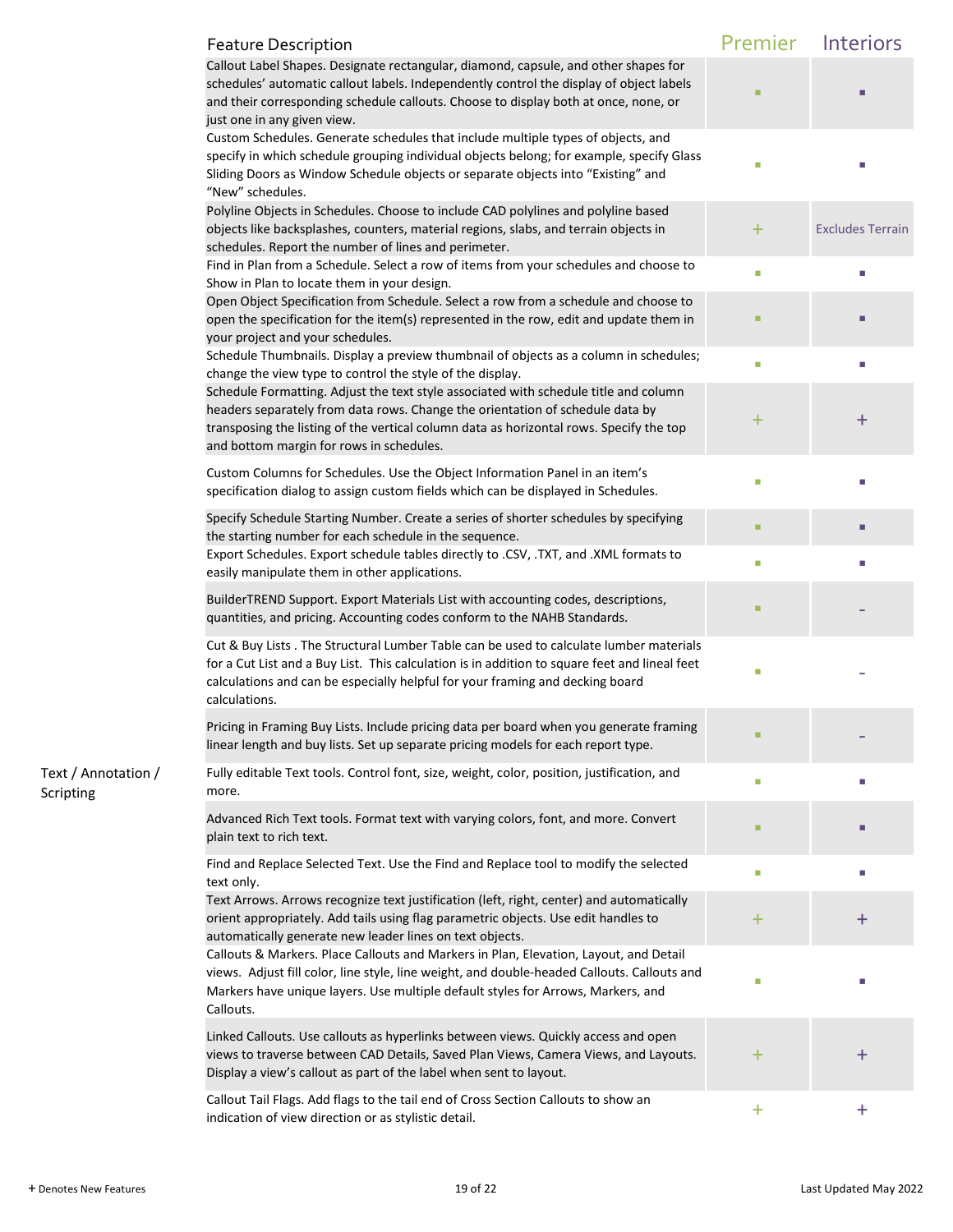| | Feature Description | Premier | Interiors |
|---|---|---|---|
| | Callout Label Shapes. Designate rectangular, diamond, capsule, and other shapes for schedules' automatic callout labels. Independently control the display of object labels and their corresponding schedule callouts. Choose to display both at once, none, or just one in any given view. | ▪ | ▪ |
| | Custom Schedules. Generate schedules that include multiple types of objects, and specify in which schedule grouping individual objects belong; for example, specify Glass Sliding Doors as Window Schedule objects or separate objects into "Existing" and "New" schedules. | ▪ | ▪ |
| | Polyline Objects in Schedules. Choose to include CAD polylines and polyline based objects like backsplashes, counters, material regions, slabs, and terrain objects in schedules. Report the number of lines and perimeter. | + | Excludes Terrain |
| | Find in Plan from a Schedule. Select a row of items from your schedules and choose to Show in Plan to locate them in your design. | ▪ | ▪ |
| | Open Object Specification from Schedule. Select a row from a schedule and choose to open the specification for the item(s) represented in the row, edit and update them in your project and your schedules. | ▪ | ▪ |
| | Schedule Thumbnails. Display a preview thumbnail of objects as a column in schedules; change the view type to control the style of the display. | ▪ | ▪ |
| | Schedule Formatting. Adjust the text style associated with schedule title and column headers separately from data rows. Change the orientation of schedule data by transposing the listing of the vertical column data as horizontal rows. Specify the top and bottom margin for rows in schedules. | + | + |
| | Custom Columns for Schedules. Use the Object Information Panel in an item's specification dialog to assign custom fields which can be displayed in Schedules. | ▪ | ▪ |
| | Specify Schedule Starting Number. Create a series of shorter schedules by specifying the starting number for each schedule in the sequence. | ▪ | ▪ |
| | Export Schedules. Export schedule tables directly to .CSV, .TXT, and .XML formats to easily manipulate them in other applications. | ▪ | ▪ |
| | BuilderTREND Support. Export Materials List with accounting codes, descriptions, quantities, and pricing. Accounting codes conform to the NAHB Standards. | ▪ | - |
| | Cut & Buy Lists . The Structural Lumber Table can be used to calculate lumber materials for a Cut List and a Buy List. This calculation is in addition to square feet and lineal feet calculations and can be especially helpful for your framing and decking board calculations. | ▪ | - |
| | Pricing in Framing Buy Lists. Include pricing data per board when you generate framing linear length and buy lists. Set up separate pricing models for each report type. | ▪ | - |
| Text / Annotation / Scripting | Fully editable Text tools. Control font, size, weight, color, position, justification, and more. | ▪ | ▪ |
| | Advanced Rich Text tools. Format text with varying colors, font, and more. Convert plain text to rich text. | ▪ | ▪ |
| | Find and Replace Selected Text. Use the Find and Replace tool to modify the selected text only. | ▪ | ▪ |
| | Text Arrows. Arrows recognize text justification (left, right, center) and automatically orient appropriately. Add tails using flag parametric objects. Use edit handles to automatically generate new leader lines on text objects. | + | + |
| | Callouts & Markers. Place Callouts and Markers in Plan, Elevation, Layout, and Detail views. Adjust fill color, line style, line weight, and double-headed Callouts. Callouts and Markers have unique layers. Use multiple default styles for Arrows, Markers, and Callouts. | ▪ | ▪ |
| | Linked Callouts. Use callouts as hyperlinks between views. Quickly access and open views to traverse between CAD Details, Saved Plan Views, Camera Views, and Layouts. Display a view's callout as part of the label when sent to layout. | + | + |
| | Callout Tail Flags. Add flags to the tail end of Cross Section Callouts to show an indication of view direction or as stylistic detail. | + | + |

**+** Denotes New Features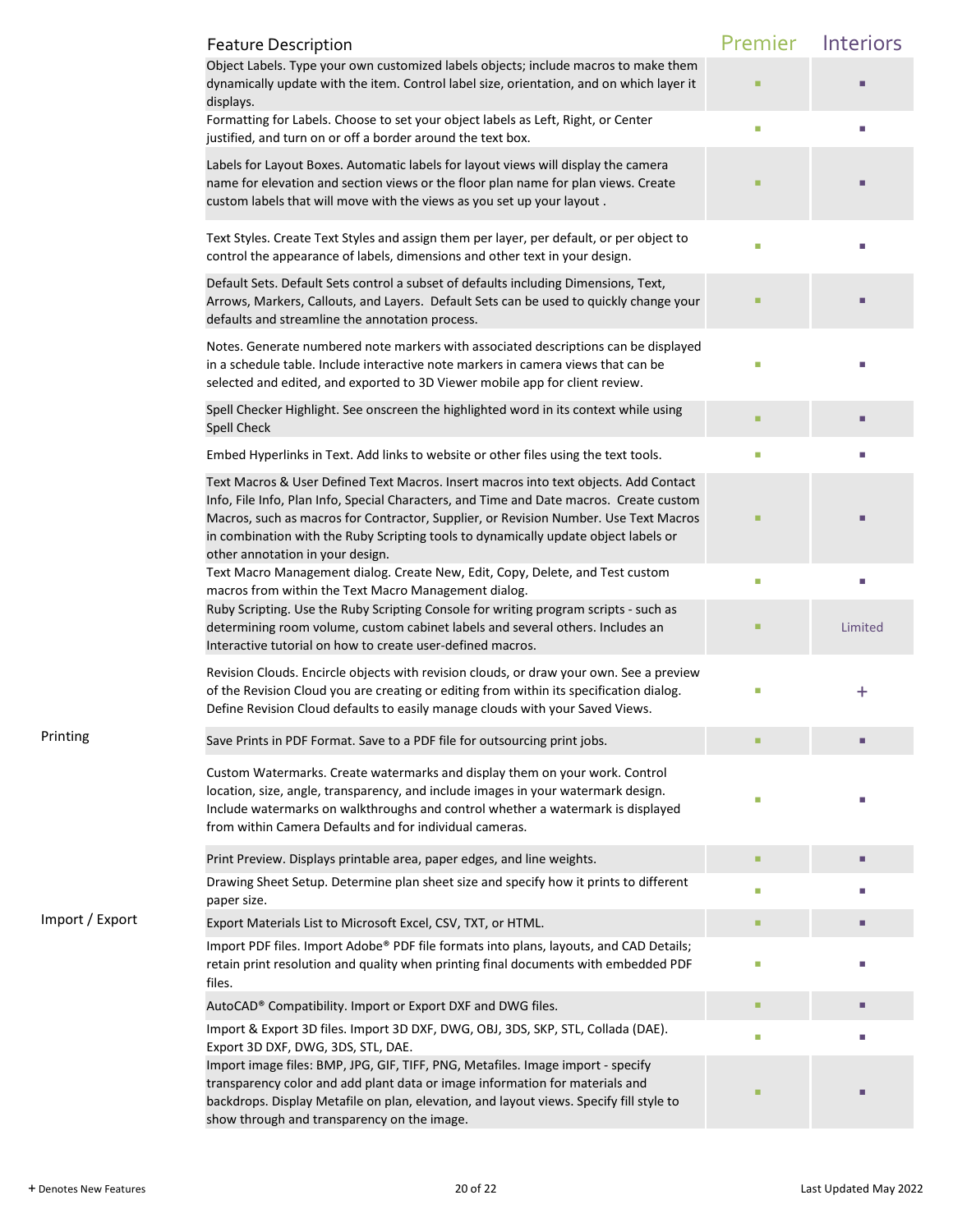| | Feature Description | Premier | Interiors |
|---|---|---|---|
| | Object Labels. Type your own customized labels objects; include macros to make them dynamically update with the item. Control label size, orientation, and on which layer it displays. | ■ | ■ |
| | Formatting for Labels. Choose to set your object labels as Left, Right, or Center justified, and turn on or off a border around the text box. | ■ | ■ |
| | Labels for Layout Boxes. Automatic labels for layout views will display the camera name for elevation and section views or the floor plan name for plan views. Create custom labels that will move with the views as you set up your layout . | ■ | ■ |
| | Text Styles. Create Text Styles and assign them per layer, per default, or per object to control the appearance of labels, dimensions and other text in your design. | ■ | ■ |
| | Default Sets. Default Sets control a subset of defaults including Dimensions, Text, Arrows, Markers, Callouts, and Layers. Default Sets can be used to quickly change your defaults and streamline the annotation process. | ■ | ■ |
| | Notes. Generate numbered note markers with associated descriptions can be displayed in a schedule table. Include interactive note markers in camera views that can be selected and edited, and exported to 3D Viewer mobile app for client review. | ■ | ■ |
| | Spell Checker Highlight. See onscreen the highlighted word in its context while using Spell Check | ■ | ■ |
| | Embed Hyperlinks in Text. Add links to website or other files using the text tools. | ■ | ■ |
| | Text Macros & User Defined Text Macros. Insert macros into text objects. Add Contact Info, File Info, Plan Info, Special Characters, and Time and Date macros. Create custom Macros, such as macros for Contractor, Supplier, or Revision Number. Use Text Macros in combination with the Ruby Scripting tools to dynamically update object labels or other annotation in your design. | ■ | ■ |
| | Text Macro Management dialog. Create New, Edit, Copy, Delete, and Test custom macros from within the Text Macro Management dialog. | ■ | ■ |
| | Ruby Scripting. Use the Ruby Scripting Console for writing program scripts - such as determining room volume, custom cabinet labels and several others. Includes an Interactive tutorial on how to create user-defined macros. | ■ | Limited |
| | Revision Clouds. Encircle objects with revision clouds, or draw your own. See a preview of the Revision Cloud you are creating or editing from within its specification dialog. Define Revision Cloud defaults to easily manage clouds with your Saved Views. | ■ | + |
| Printing | Save Prints in PDF Format. Save to a PDF file for outsourcing print jobs. | ■ | ■ |
| | Custom Watermarks. Create watermarks and display them on your work. Control location, size, angle, transparency, and include images in your watermark design. Include watermarks on walkthroughs and control whether a watermark is displayed from within Camera Defaults and for individual cameras. | ■ | ■ |
| | Print Preview. Displays printable area, paper edges, and line weights. | ■ | ■ |
| | Drawing Sheet Setup. Determine plan sheet size and specify how it prints to different paper size. | ■ | ■ |
| Import / Export | Export Materials List to Microsoft Excel, CSV, TXT, or HTML. | ■ | ■ |
| | Import PDF files. Import Adobe® PDF file formats into plans, layouts, and CAD Details; retain print resolution and quality when printing final documents with embedded PDF files. | ■ | ■ |
| | AutoCAD® Compatibility. Import or Export DXF and DWG files. | ■ | ■ |
| | Import & Export 3D files. Import 3D DXF, DWG, OBJ, 3DS, SKP, STL, Collada (DAE). Export 3D DXF, DWG, 3DS, STL, DAE. | ■ | ■ |
| | Import image files: BMP, JPG, GIF, TIFF, PNG, Metafiles. Image import - specify transparency color and add plant data or image information for materials and backdrops. Display Metafile on plan, elevation, and layout views. Specify fill style to show through and transparency on the image. | ■ | ■ |

**+** Denotes New Features

Last Updated May 2022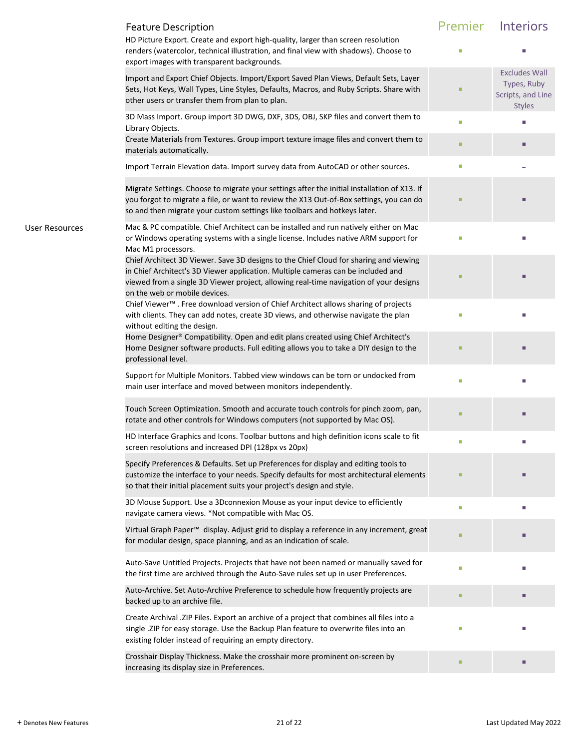| | Feature Description | Premier | Interiors |
|---|---|---|---|
| | HD Picture Export. Create and export high-quality, larger than screen resolution renders (watercolor, technical illustration, and final view with shadows). Choose to export images with transparent backgrounds. | ■ | ■ |
| | Import and Export Chief Objects. Import/Export Saved Plan Views, Default Sets, Layer Sets, Hot Keys, Wall Types, Line Styles, Defaults, Macros, and Ruby Scripts. Share with other users or transfer them from plan to plan. | ■ | Excludes Wall Types, Ruby Scripts, and Line Styles |
| | 3D Mass Import. Group import 3D DWG, DXF, 3DS, OBJ, SKP files and convert them to Library Objects. | ■ | ■ |
| | Create Materials from Textures. Group import texture image files and convert them to materials automatically. | ■ | ■ |
| | Import Terrain Elevation data. Import survey data from AutoCAD or other sources. | ■ | - |
| | Migrate Settings. Choose to migrate your settings after the initial installation of X13. If you forgot to migrate a file, or want to review the X13 Out-of-Box settings, you can do so and then migrate your custom settings like toolbars and hotkeys later. | ■ | ■ |
| User Resources | Mac & PC compatible. Chief Architect can be installed and run natively either on Mac or Windows operating systems with a single license. Includes native ARM support for Mac M1 processors. | ■ | ■ |
| | Chief Architect 3D Viewer. Save 3D designs to the Chief Cloud for sharing and viewing in Chief Architect's 3D Viewer application. Multiple cameras can be included and viewed from a single 3D Viewer project, allowing real-time navigation of your designs on the web or mobile devices. | ■ | ■ |
| | Chief Viewer™ . Free download version of Chief Architect allows sharing of projects with clients. They can add notes, create 3D views, and otherwise navigate the plan without editing the design. | ■ | ■ |
| | Home Designer® Compatibility. Open and edit plans created using Chief Architect's Home Designer software products. Full editing allows you to take a DIY design to the professional level. | ■ | ■ |
| | Support for Multiple Monitors. Tabbed view windows can be torn or undocked from main user interface and moved between monitors independently. | ■ | ■ |
| | Touch Screen Optimization. Smooth and accurate touch controls for pinch zoom, pan, rotate and other controls for Windows computers (not supported by Mac OS). | ■ | ■ |
| | HD Interface Graphics and Icons. Toolbar buttons and high definition icons scale to fit screen resolutions and increased DPI (128px vs 20px) | ■ | ■ |
| | Specify Preferences & Defaults. Set up Preferences for display and editing tools to customize the interface to your needs. Specify defaults for most architectural elements so that their initial placement suits your project's design and style. | ■ | ■ |
| | 3D Mouse Support. Use a 3Dconnexion Mouse as your input device to efficiently navigate camera views. *Not compatible with Mac OS. | ■ | ■ |
| | Virtual Graph Paper™ display. Adjust grid to display a reference in any increment, great for modular design, space planning, and as an indication of scale. | ■ | ■ |
| | Auto-Save Untitled Projects. Projects that have not been named or manually saved for the first time are archived through the Auto-Save rules set up in user Preferences. | ■ | ■ |
| | Auto-Archive. Set Auto-Archive Preference to schedule how frequently projects are backed up to an archive file. | ■ | ■ |
| | Create Archival .ZIP Files. Export an archive of a project that combines all files into a single .ZIP for easy storage. Use the Backup Plan feature to overwrite files into an existing folder instead of requiring an empty directory. | ■ | ■ |
| | Crosshair Display Thickness. Make the crosshair more prominent on-screen by increasing its display size in Preferences. | ■ | ■ |

+ Denotes New Features

Last Updated May 2022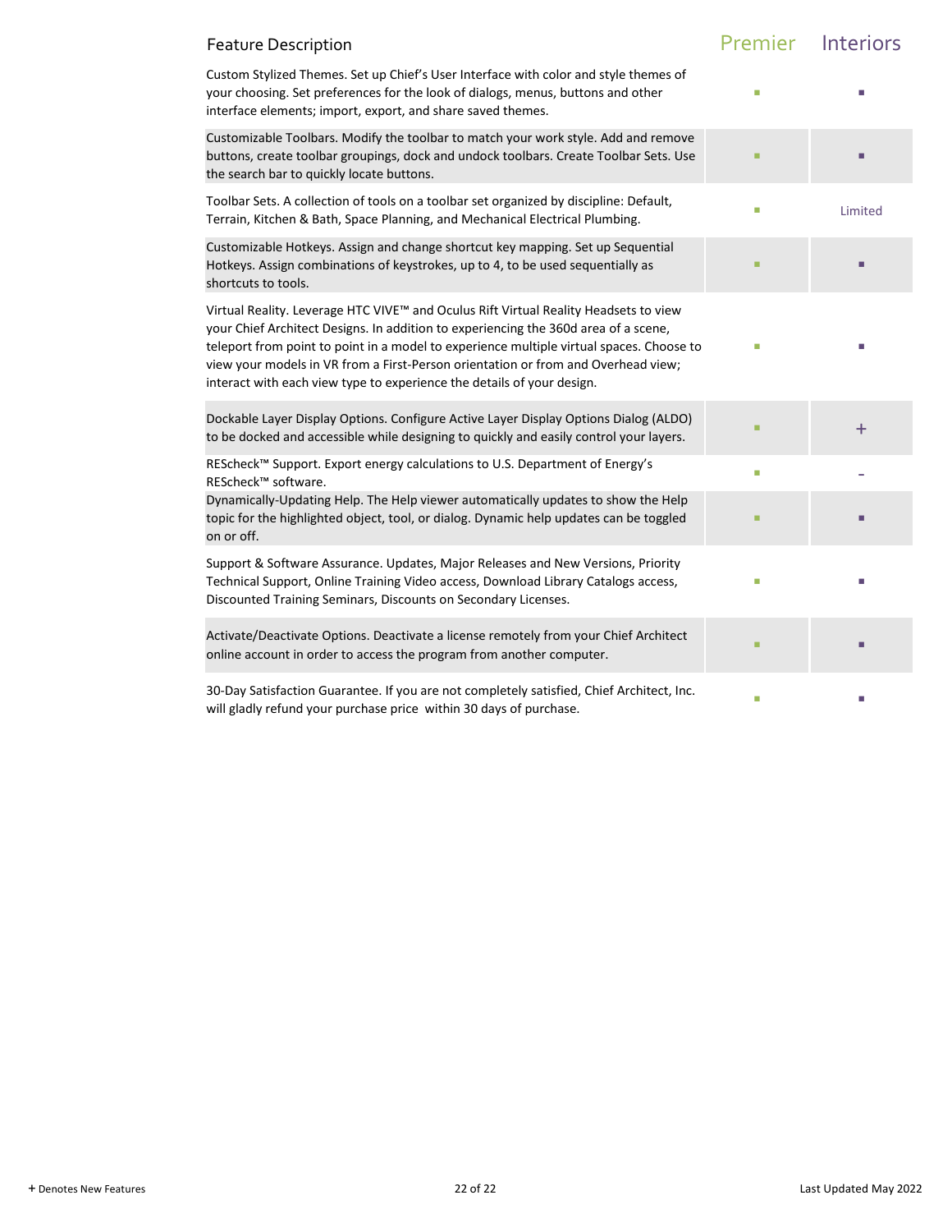| Feature Description | Premier | Interiors |
|---|---|---|
| Custom Stylized Themes. Set up Chief's User Interface with color and style themes of your choosing. Set preferences for the look of dialogs, menus, buttons and other interface elements; import, export, and share saved themes. | ▪ | ▪ |
| Customizable Toolbars. Modify the toolbar to match your work style. Add and remove buttons, create toolbar groupings, dock and undock toolbars. Create Toolbar Sets. Use the search bar to quickly locate buttons. | ▪ | ▪ |
| Toolbar Sets. A collection of tools on a toolbar set organized by discipline: Default, Terrain, Kitchen & Bath, Space Planning, and Mechanical Electrical Plumbing. | ▪ | Limited |
| Customizable Hotkeys. Assign and change shortcut key mapping. Set up Sequential Hotkeys. Assign combinations of keystrokes, up to 4, to be used sequentially as shortcuts to tools. | ▪ | ▪ |
| Virtual Reality. Leverage HTC VIVE™ and Oculus Rift Virtual Reality Headsets to view your Chief Architect Designs. In addition to experiencing the 360d area of a scene, teleport from point to point in a model to experience multiple virtual spaces. Choose to view your models in VR from a First-Person orientation or from and Overhead view; interact with each view type to experience the details of your design. | ▪ | ▪ |
| Dockable Layer Display Options. Configure Active Layer Display Options Dialog (ALDO) to be docked and accessible while designing to quickly and easily control your layers. | ▪ | + |
| REScheck™ Support. Export energy calculations to U.S. Department of Energy's REScheck™ software. | ▪ | - |
| Dynamically-Updating Help. The Help viewer automatically updates to show the Help topic for the highlighted object, tool, or dialog. Dynamic help updates can be toggled on or off. | ▪ | ▪ |
| Support & Software Assurance. Updates, Major Releases and New Versions, Priority Technical Support, Online Training Video access, Download Library Catalogs access, Discounted Training Seminars, Discounts on Secondary Licenses. | ▪ | ▪ |
| Activate/Deactivate Options. Deactivate a license remotely from your Chief Architect online account in order to access the program from another computer. | ▪ | ▪ |
| 30-Day Satisfaction Guarantee. If you are not completely satisfied, Chief Architect, Inc. will gladly refund your purchase price within 30 days of purchase. | ▪ | ▪ |

**+** Denotes New Features

Last Updated May 2022